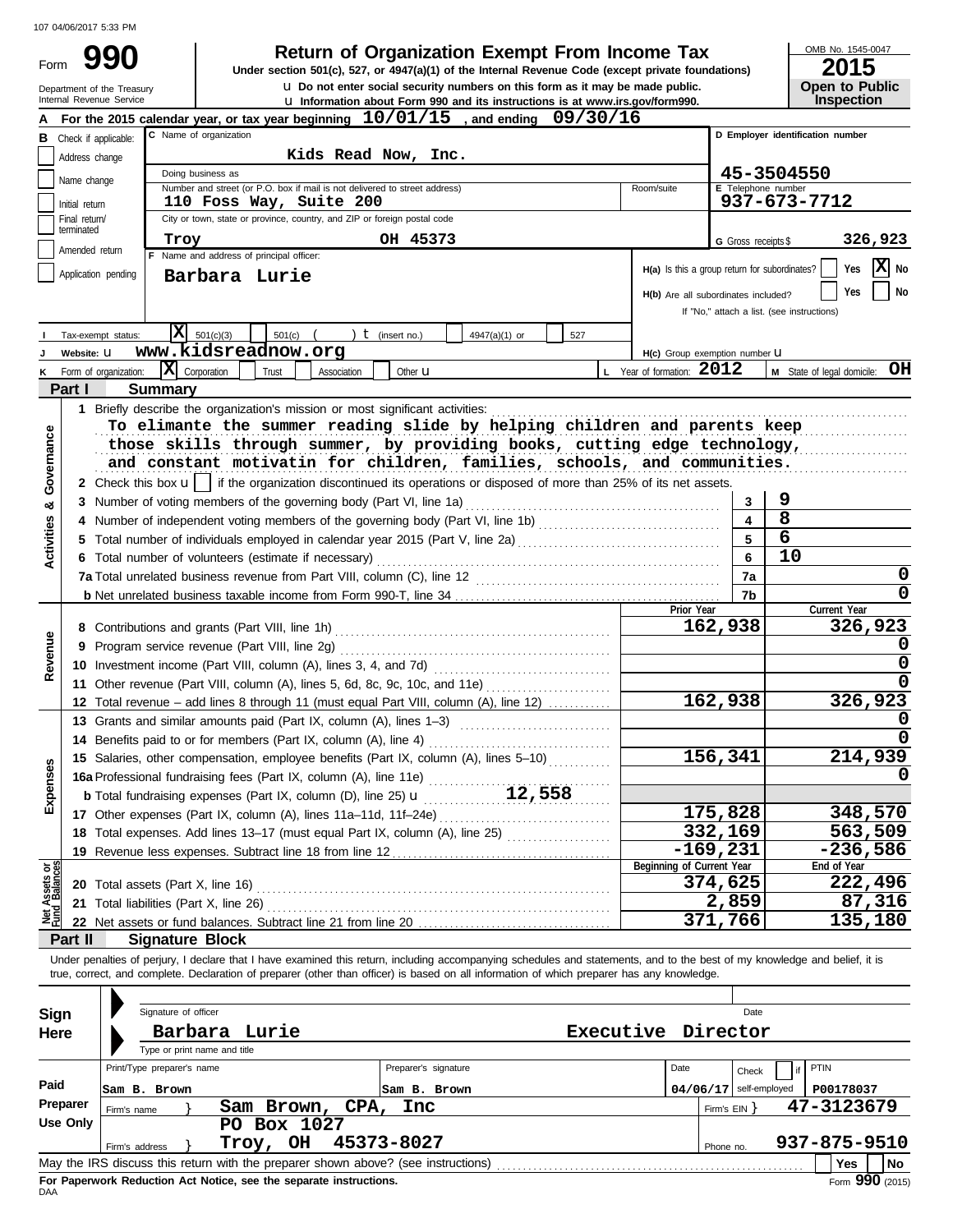107 04/06/2017 5:33 PM

# Form 990 — Return of Organization Exempt From Income Tax

**Under section 501(c), 527, or 4947(a)(1) of the Internal Revenue Code (except private foundations)**

u Do not enter social security numbers on this form as it may be made public.

u Information about Form 990 and its instructions is at www.irs.gov/form990.

Department of the Treasury
Internal Revenue Service

OMB No. 1545-0047

**2015**

**Open to Public Inspection**

**A** For the 2015 calendar year, or tax year beginning **10/01/15**, and ending **09/30/16**

**B** Check if applicable:
- Address change
- Name change
- Initial return
- Final return/terminated
- Amended return
- Application pending

**C** Name of organization: **Kids Read Now, Inc.**

Doing business as

Number and street (or P.O. box if mail is not delivered to street address): **110 Foss Way, Suite 200** Room/suite

City or town, state or province, country, and ZIP or foreign postal code: **Troy OH 45373**

**D** Employer identification number: **45-3504550**

**E** Telephone number: **937-673-7712**

**G** Gross receipts $ **326,923**

**F** Name and address of principal officer: **Barbara Lurie**

H(a) Is this a group return for subordinates? Yes [X] No

H(b) Are all subordinates included? Yes No

If "No," attach a list. (see instructions)

**I** Tax-exempt status: [X] 501(c)(3) 501(c) ( ) t (insert no.) 4947(a)(1) or 527

**J** Website: u **www.kidsreadnow.org**

H(c) Group exemption number u

**K** Form of organization: [X] Corporation Trust Association Other u

**L** Year of formation: **2012**

**M** State of legal domicile: **OH**

## Part I Summary

**1** Briefly describe the organization's mission or most significant activities:

To elimante the summer reading slide by helping children and parents keep those skills through summer, by providing books, cutting edge technology, and constant motivatin for children, families, schools, and communities.

**Activities & Governance**

**2** Check this box u [ ] if the organization discontinued its operations or disposed of more than 25% of its net assets.

| | | | |
|---|---|---|---|
| 3 | Number of voting members of the governing body (Part VI, line 1a) | 3 | 9 |
| 4 | Number of independent voting members of the governing body (Part VI, line 1b) | 4 | 8 |
| 5 | Total number of individuals employed in calendar year 2015 (Part V, line 2a) | 5 | 6 |
| 6 | Total number of volunteers (estimate if necessary) | 6 | 10 |
| 7a | Total unrelated business revenue from Part VIII, column (C), line 12 | 7a | 0 |
| b | Net unrelated business taxable income from Form 990-T, line 34 | 7b | 0 |

| | | Prior Year | Current Year |
|---|---|---|---|
| **Revenue** | | | |
| 8 | Contributions and grants (Part VIII, line 1h) | 162,938 | 326,923 |
| 9 | Program service revenue (Part VIII, line 2g) | | 0 |
| 10 | Investment income (Part VIII, column (A), lines 3, 4, and 7d) | | 0 |
| 11 | Other revenue (Part VIII, column (A), lines 5, 6d, 8c, 9c, 10c, and 11e) | | 0 |
| 12 | Total revenue – add lines 8 through 11 (must equal Part VIII, column (A), line 12) | 162,938 | 326,923 |
| **Expenses** | | | |
| 13 | Grants and similar amounts paid (Part IX, column (A), lines 1–3) | | 0 |
| 14 | Benefits paid to or for members (Part IX, column (A), line 4) | | 0 |
| 15 | Salaries, other compensation, employee benefits (Part IX, column (A), lines 5–10) | 156,341 | 214,939 |
| 16a | Professional fundraising fees (Part IX, column (A), line 11e) | | 0 |
| b | Total fundraising expenses (Part IX, column (D), line 25) u 12,558 | | |
| 17 | Other expenses (Part IX, column (A), lines 11a–11d, 11f–24e) | 175,828 | 348,570 |
| 18 | Total expenses. Add lines 13–17 (must equal Part IX, column (A), line 25) | 332,169 | 563,509 |
| 19 | Revenue less expenses. Subtract line 18 from line 12 | -169,231 | -236,586 |

| **Net Assets or Fund Balances** | | Beginning of Current Year | End of Year |
|---|---|---|---|
| 20 | Total assets (Part X, line 16) | 374,625 | 222,496 |
| 21 | Total liabilities (Part X, line 26) | 2,859 | 87,316 |
| 22 | Net assets or fund balances. Subtract line 21 from line 20 | 371,766 | 135,180 |

## Part II Signature Block

Under penalties of perjury, I declare that I have examined this return, including accompanying schedules and statements, and to the best of my knowledge and belief, it is true, correct, and complete. Declaration of preparer (other than officer) is based on all information of which preparer has any knowledge.

**Sign Here**

Signature of officer | Date

**Barbara Lurie — Executive Director**

Type or print name and title

**Paid Preparer Use Only**

| Print/Type preparer's name | Preparer's signature | Date | Check [ ] if self-employed | PTIN |
|---|---|---|---|---|
| Sam B. Brown | Sam B. Brown | 04/06/17 | | P00178037 |

Firm's name } **Sam Brown, CPA, Inc** — Firm's EIN } **47-3123679**

Firm's address } **PO Box 1027, Troy, OH 45373-8027** — Phone no. **937-875-9510**

May the IRS discuss this return with the preparer shown above? (see instructions) Yes No

**For Paperwork Reduction Act Notice, see the separate instructions.**

DAA Form **990** (2015)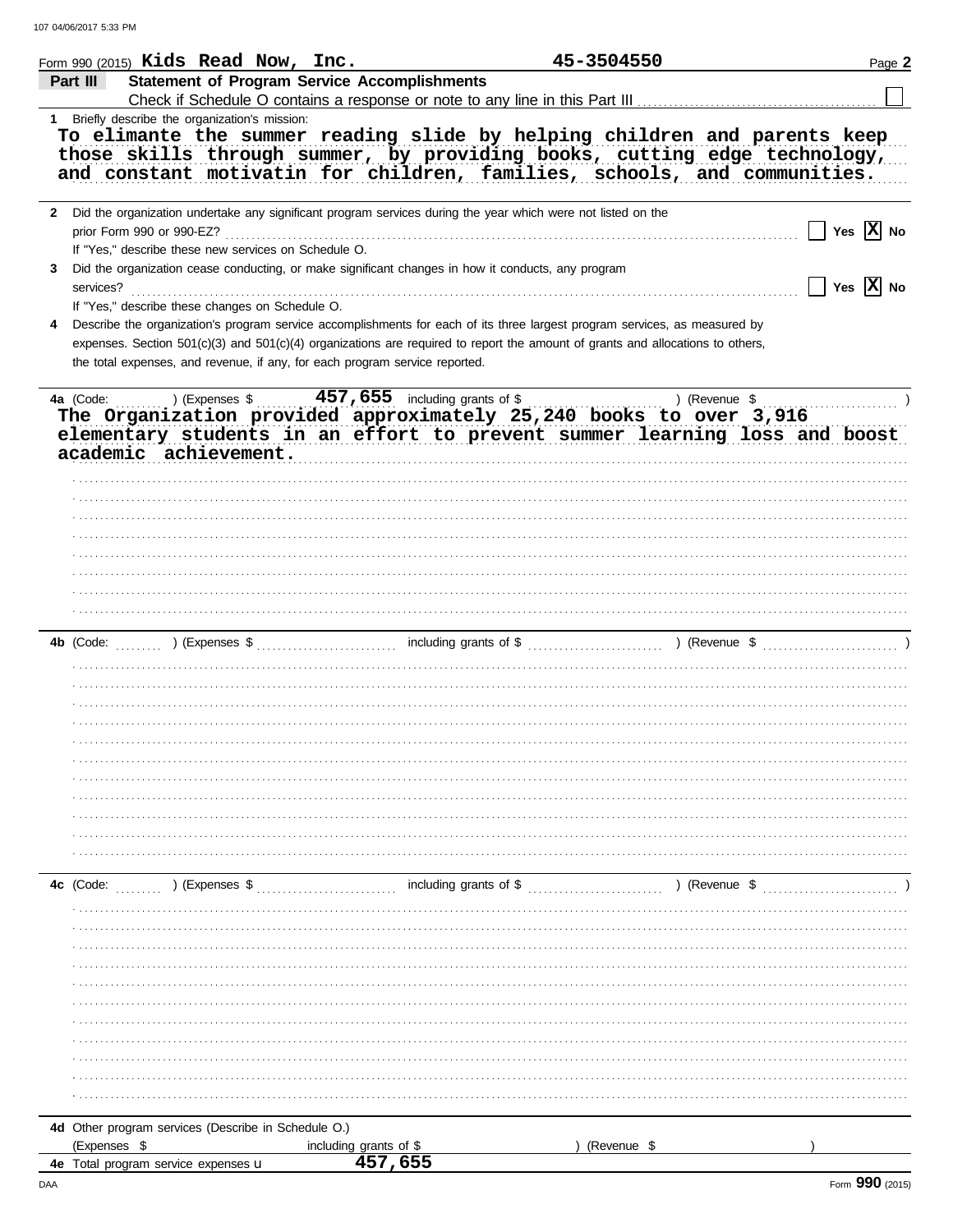Form 990 (2015) **Kids Read Now, Inc.** **45-3504550**

## Part III Statement of Program Service Accomplishments

Check if Schedule O contains a response or note to any line in this Part III ☐

**1** Briefly describe the organization's mission:

To elimante the summer reading slide by helping children and parents keep those skills through summer, by providing books, cutting edge technology, and constant motivatin for children, families, schools, and communities.

**2** Did the organization undertake any significant program services during the year which were not listed on the prior Form 990 or 990-EZ? ☐ Yes ☒ No

If "Yes," describe these new services on Schedule O.

**3** Did the organization cease conducting, or make significant changes in how it conducts, any program services? ☐ Yes ☒ No

If "Yes," describe these changes on Schedule O.

**4** Describe the organization's program service accomplishments for each of its three largest program services, as measured by expenses. Section 501(c)(3) and 501(c)(4) organizations are required to report the amount of grants and allocations to others, the total expenses, and revenue, if any, for each program service reported.

**4a** (Code: ) (Expenses $ 457,655 including grants of $ ) (Revenue $ )

The Organization provided approximately 25,240 books to over 3,916 elementary students in an effort to prevent summer learning loss and boost academic achievement.

**4b** (Code: ) (Expenses $ including grants of $ ) (Revenue $ )

**4c** (Code: ) (Expenses $ including grants of $ ) (Revenue $ )

**4d** Other program services (Describe in Schedule O.)

(Expenses $ including grants of $ ) (Revenue $ )

**4e** Total program service expenses **457,655**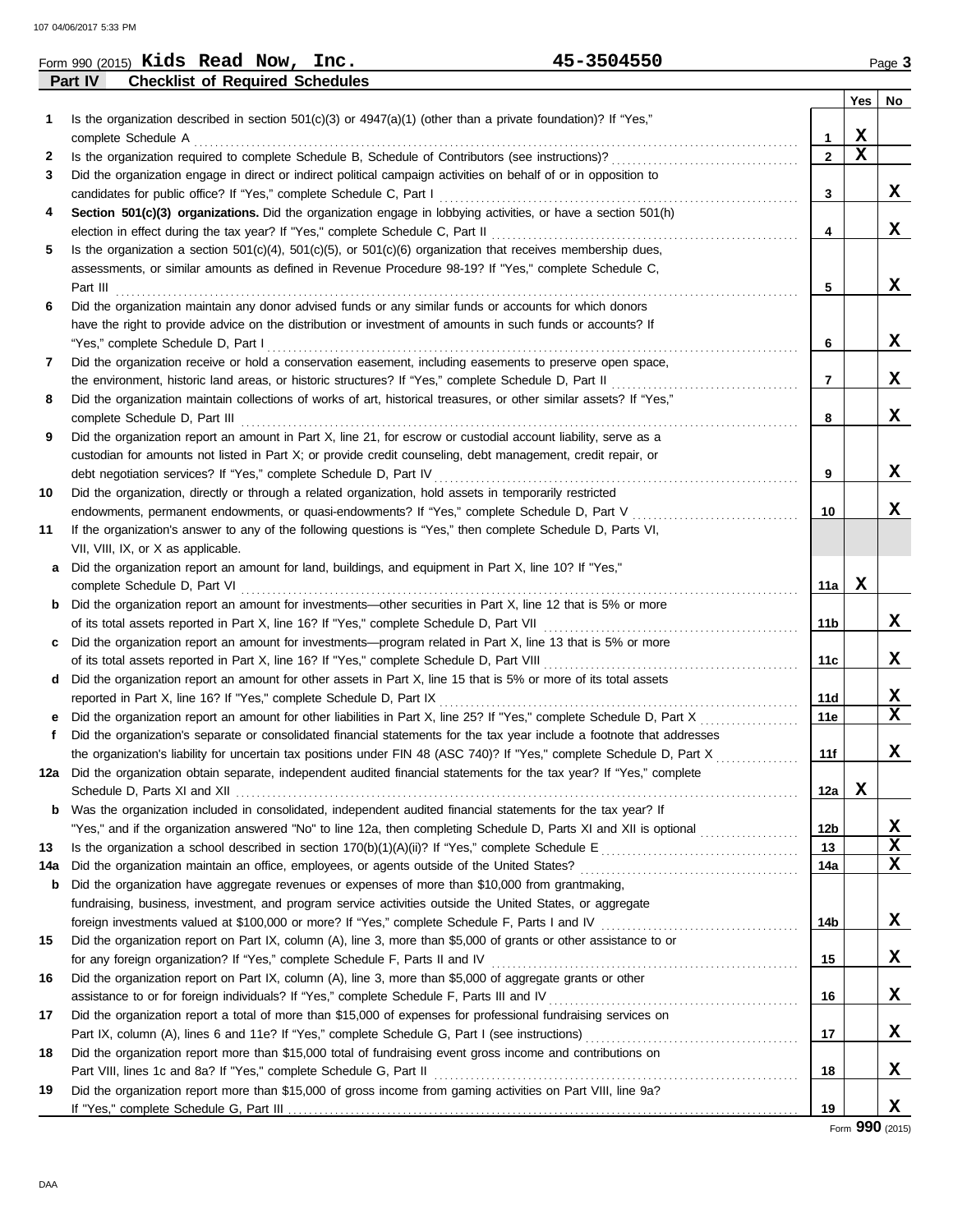Form 990 (2015) **Kids Read Now, Inc.** **45-3504550** Page 3

## Part IV Checklist of Required Schedules

| | | | Yes | No |
|---|---|---|---|---|
| 1 | Is the organization described in section 501(c)(3) or 4947(a)(1) (other than a private foundation)? If "Yes," complete Schedule A | 1 | X | |
| 2 | Is the organization required to complete Schedule B, Schedule of Contributors (see instructions)? | 2 | X | |
| 3 | Did the organization engage in direct or indirect political campaign activities on behalf of or in opposition to candidates for public office? If "Yes," complete Schedule C, Part I | 3 | | X |
| 4 | **Section 501(c)(3) organizations.** Did the organization engage in lobbying activities, or have a section 501(h) election in effect during the tax year? If "Yes," complete Schedule C, Part II | 4 | | X |
| 5 | Is the organization a section 501(c)(4), 501(c)(5), or 501(c)(6) organization that receives membership dues, assessments, or similar amounts as defined in Revenue Procedure 98-19? If "Yes," complete Schedule C, Part III | 5 | | X |
| 6 | Did the organization maintain any donor advised funds or any similar funds or accounts for which donors have the right to provide advice on the distribution or investment of amounts in such funds or accounts? If "Yes," complete Schedule D, Part I | 6 | | X |
| 7 | Did the organization receive or hold a conservation easement, including easements to preserve open space, the environment, historic land areas, or historic structures? If "Yes," complete Schedule D, Part II | 7 | | X |
| 8 | Did the organization maintain collections of works of art, historical treasures, or other similar assets? If "Yes," complete Schedule D, Part III | 8 | | X |
| 9 | Did the organization report an amount in Part X, line 21, for escrow or custodial account liability, serve as a custodian for amounts not listed in Part X; or provide credit counseling, debt management, credit repair, or debt negotiation services? If "Yes," complete Schedule D, Part IV | 9 | | X |
| 10 | Did the organization, directly or through a related organization, hold assets in temporarily restricted endowments, permanent endowments, or quasi-endowments? If "Yes," complete Schedule D, Part V | 10 | | X |
| 11 | If the organization's answer to any of the following questions is "Yes," then complete Schedule D, Parts VI, VII, VIII, IX, or X as applicable. | | | |
| a | Did the organization report an amount for land, buildings, and equipment in Part X, line 10? If "Yes," complete Schedule D, Part VI | 11a | X | |
| b | Did the organization report an amount for investments—other securities in Part X, line 12 that is 5% or more of its total assets reported in Part X, line 16? If "Yes," complete Schedule D, Part VII | 11b | | X |
| c | Did the organization report an amount for investments—program related in Part X, line 13 that is 5% or more of its total assets reported in Part X, line 16? If "Yes," complete Schedule D, Part VIII | 11c | | X |
| d | Did the organization report an amount for other assets in Part X, line 15 that is 5% or more of its total assets reported in Part X, line 16? If "Yes," complete Schedule D, Part IX | 11d | | X |
| e | Did the organization report an amount for other liabilities in Part X, line 25? If "Yes," complete Schedule D, Part X | 11e | | X |
| f | Did the organization's separate or consolidated financial statements for the tax year include a footnote that addresses the organization's liability for uncertain tax positions under FIN 48 (ASC 740)? If "Yes," complete Schedule D, Part X | 11f | | X |
| 12a | Did the organization obtain separate, independent audited financial statements for the tax year? If "Yes," complete Schedule D, Parts XI and XII | 12a | X | |
| b | Was the organization included in consolidated, independent audited financial statements for the tax year? If "Yes," and if the organization answered "No" to line 12a, then completing Schedule D, Parts XI and XII is optional | 12b | | X |
| 13 | Is the organization a school described in section 170(b)(1)(A)(ii)? If "Yes," complete Schedule E | 13 | | X |
| 14a | Did the organization maintain an office, employees, or agents outside of the United States? | 14a | | X |
| b | Did the organization have aggregate revenues or expenses of more than $10,000 from grantmaking, fundraising, business, investment, and program service activities outside the United States, or aggregate foreign investments valued at $100,000 or more? If "Yes," complete Schedule F, Parts I and IV | 14b | | X |
| 15 | Did the organization report on Part IX, column (A), line 3, more than $5,000 of grants or other assistance to or for any foreign organization? If "Yes," complete Schedule F, Parts II and IV | 15 | | X |
| 16 | Did the organization report on Part IX, column (A), line 3, more than $5,000 of aggregate grants or other assistance to or for foreign individuals? If "Yes," complete Schedule F, Parts III and IV | 16 | | X |
| 17 | Did the organization report a total of more than $15,000 of expenses for professional fundraising services on Part IX, column (A), lines 6 and 11e? If "Yes," complete Schedule G, Part I (see instructions) | 17 | | X |
| 18 | Did the organization report more than $15,000 total of fundraising event gross income and contributions on Part VIII, lines 1c and 8a? If "Yes," complete Schedule G, Part II | 18 | | X |
| 19 | Did the organization report more than $15,000 of gross income from gaming activities on Part VIII, line 9a? If "Yes," complete Schedule G, Part III | 19 | | X |

Form **990** (2015)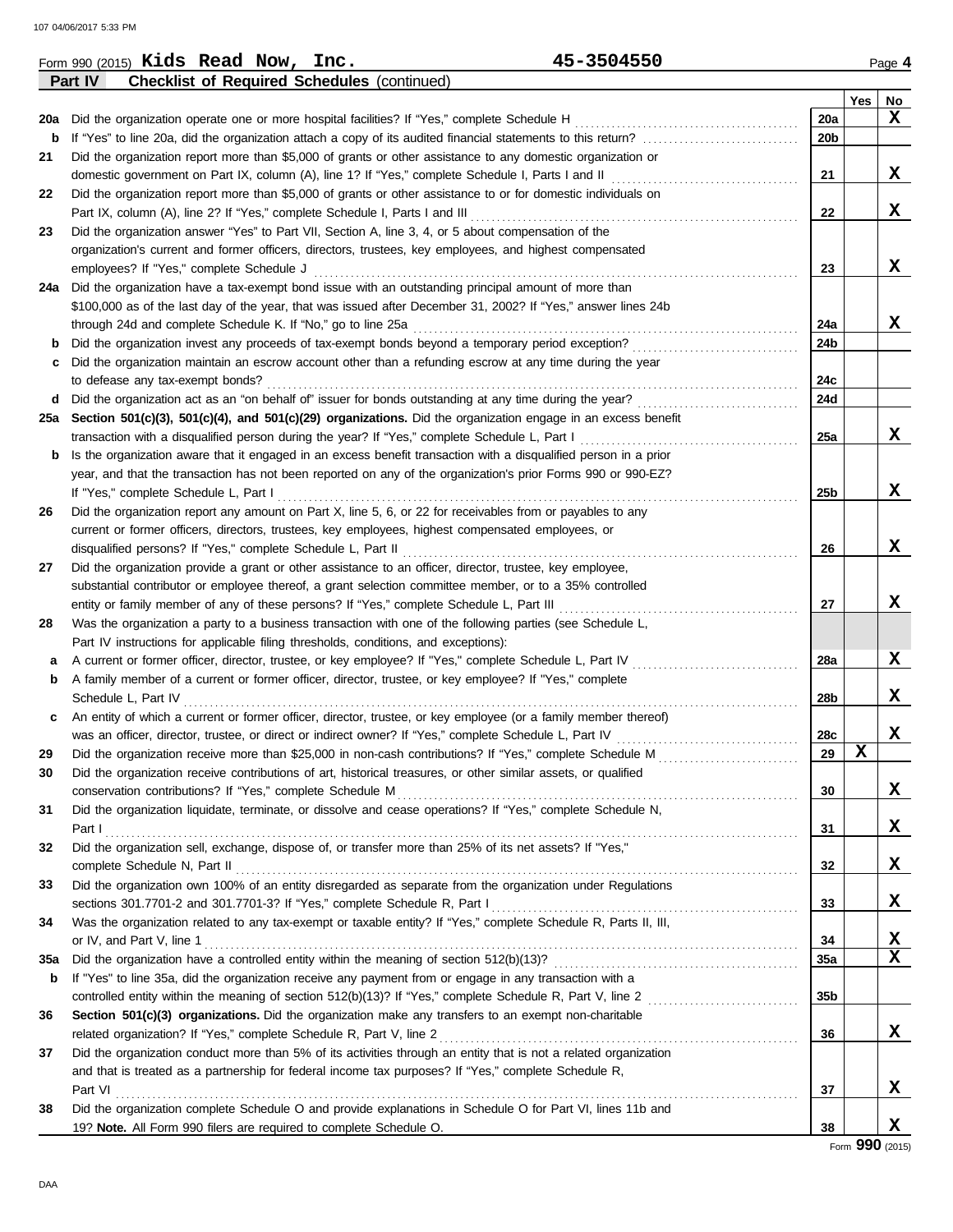Form 990 (2015) **Kids Read Now, Inc.** **45-3504550** Page **4**

**Part IV** **Checklist of Required Schedules** (continued)

| | | | Yes | No |
|---|---|---|---|---|
| **20a** | Did the organization operate one or more hospital facilities? If "Yes," complete Schedule H | **20a** | | X |
| **b** | If "Yes" to line 20a, did the organization attach a copy of its audited financial statements to this return? | **20b** | | |
| **21** | Did the organization report more than $5,000 of grants or other assistance to any domestic organization or domestic government on Part IX, column (A), line 1? If "Yes," complete Schedule I, Parts I and II | **21** | | X |
| **22** | Did the organization report more than $5,000 of grants or other assistance to or for domestic individuals on Part IX, column (A), line 2? If "Yes," complete Schedule I, Parts I and III | **22** | | X |
| **23** | Did the organization answer "Yes" to Part VII, Section A, line 3, 4, or 5 about compensation of the organization's current and former officers, directors, trustees, key employees, and highest compensated employees? If "Yes," complete Schedule J | **23** | | X |
| **24a** | Did the organization have a tax-exempt bond issue with an outstanding principal amount of more than $100,000 as of the last day of the year, that was issued after December 31, 2002? If "Yes," answer lines 24b through 24d and complete Schedule K. If "No," go to line 25a | **24a** | | X |
| **b** | Did the organization invest any proceeds of tax-exempt bonds beyond a temporary period exception? | **24b** | | |
| **c** | Did the organization maintain an escrow account other than a refunding escrow at any time during the year to defease any tax-exempt bonds? | **24c** | | |
| **d** | Did the organization act as an "on behalf of" issuer for bonds outstanding at any time during the year? | **24d** | | |
| **25a** | **Section 501(c)(3), 501(c)(4), and 501(c)(29) organizations.** Did the organization engage in an excess benefit transaction with a disqualified person during the year? If "Yes," complete Schedule L, Part I | **25a** | | X |
| **b** | Is the organization aware that it engaged in an excess benefit transaction with a disqualified person in a prior year, and that the transaction has not been reported on any of the organization's prior Forms 990 or 990-EZ? If "Yes," complete Schedule L, Part I | **25b** | | X |
| **26** | Did the organization report any amount on Part X, line 5, 6, or 22 for receivables from or payables to any current or former officers, directors, trustees, key employees, highest compensated employees, or disqualified persons? If "Yes," complete Schedule L, Part II | **26** | | X |
| **27** | Did the organization provide a grant or other assistance to an officer, director, trustee, key employee, substantial contributor or employee thereof, a grant selection committee member, or to a 35% controlled entity or family member of any of these persons? If "Yes," complete Schedule L, Part III | **27** | | X |
| **28** | Was the organization a party to a business transaction with one of the following parties (see Schedule L, Part IV instructions for applicable filing thresholds, conditions, and exceptions): | | | |
| **a** | A current or former officer, director, trustee, or key employee? If "Yes," complete Schedule L, Part IV | **28a** | | X |
| **b** | A family member of a current or former officer, director, trustee, or key employee? If "Yes," complete Schedule L, Part IV | **28b** | | X |
| **c** | An entity of which a current or former officer, director, trustee, or key employee (or a family member thereof) was an officer, director, trustee, or direct or indirect owner? If "Yes," complete Schedule L, Part IV | **28c** | | X |
| **29** | Did the organization receive more than $25,000 in non-cash contributions? If "Yes," complete Schedule M | **29** | X | |
| **30** | Did the organization receive contributions of art, historical treasures, or other similar assets, or qualified conservation contributions? If "Yes," complete Schedule M | **30** | | X |
| **31** | Did the organization liquidate, terminate, or dissolve and cease operations? If "Yes," complete Schedule N, Part I | **31** | | X |
| **32** | Did the organization sell, exchange, dispose of, or transfer more than 25% of its net assets? If "Yes," complete Schedule N, Part II | **32** | | X |
| **33** | Did the organization own 100% of an entity disregarded as separate from the organization under Regulations sections 301.7701-2 and 301.7701-3? If "Yes," complete Schedule R, Part I | **33** | | X |
| **34** | Was the organization related to any tax-exempt or taxable entity? If "Yes," complete Schedule R, Parts II, III, or IV, and Part V, line 1 | **34** | | X |
| **35a** | Did the organization have a controlled entity within the meaning of section 512(b)(13)? | **35a** | | X |
| **b** | If "Yes" to line 35a, did the organization receive any payment from or engage in any transaction with a controlled entity within the meaning of section 512(b)(13)? If "Yes," complete Schedule R, Part V, line 2 | **35b** | | |
| **36** | **Section 501(c)(3) organizations.** Did the organization make any transfers to an exempt non-charitable related organization? If "Yes," complete Schedule R, Part V, line 2 | **36** | | X |
| **37** | Did the organization conduct more than 5% of its activities through an entity that is not a related organization and that is treated as a partnership for federal income tax purposes? If "Yes," complete Schedule R, Part VI | **37** | | X |
| **38** | Did the organization complete Schedule O and provide explanations in Schedule O for Part VI, lines 11b and 19? **Note.** All Form 990 filers are required to complete Schedule O. | **38** | | X |

Form **990** (2015)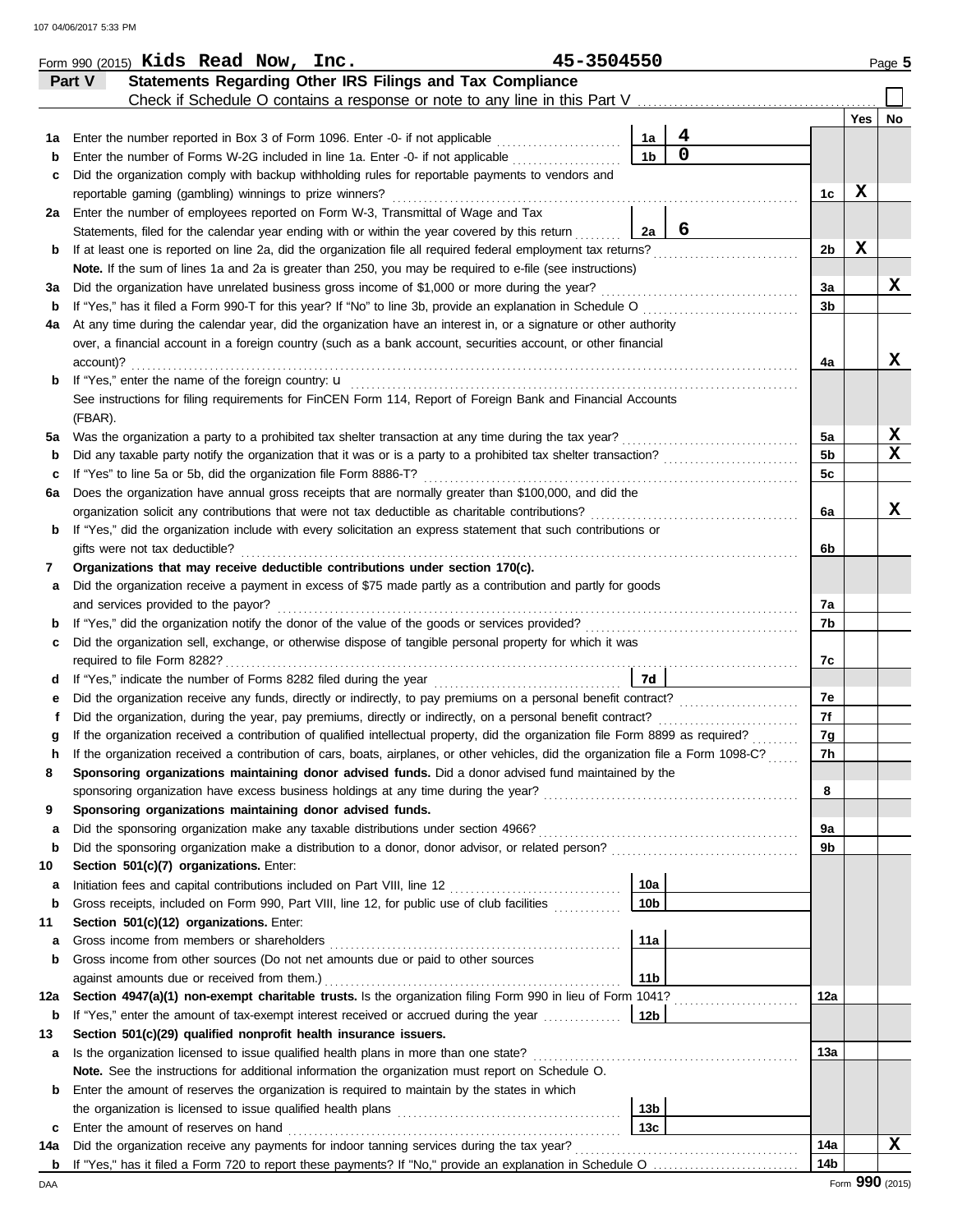Form 990 (2015) **Kids Read Now, Inc.** 45-3504550 Page 5

## Part V Statements Regarding Other IRS Filings and Tax Compliance

Check if Schedule O contains a response or note to any line in this Part V ☐

| | | | | | Yes | No |
|---|---|---|---|---|---|---|
| **1a** | Enter the number reported in Box 3 of Form 1096. Enter -0- if not applicable | 1a | 4 | | | |
| **b** | Enter the number of Forms W-2G included in line 1a. Enter -0- if not applicable | 1b | 0 | | | |
| **c** | Did the organization comply with backup withholding rules for reportable payments to vendors and reportable gaming (gambling) winnings to prize winners? | | | 1c | X | |
| **2a** | Enter the number of employees reported on Form W-3, Transmittal of Wage and Tax Statements, filed for the calendar year ending with or within the year covered by this return | 2a | 6 | | | |
| **b** | If at least one is reported on line 2a, did the organization file all required federal employment tax returns? | | | 2b | X | |
| | **Note.** If the sum of lines 1a and 2a is greater than 250, you may be required to e-file (see instructions) | | | | | |
| **3a** | Did the organization have unrelated business gross income of $1,000 or more during the year? | | | 3a | | X |
| **b** | If "Yes," has it filed a Form 990-T for this year? If "No" to line 3b, provide an explanation in Schedule O | | | 3b | | |
| **4a** | At any time during the calendar year, did the organization have an interest in, or a signature or other authority over, a financial account in a foreign country (such as a bank account, securities account, or other financial account)? | | | 4a | | X |
| **b** | If "Yes," enter the name of the foreign country: u | | | | | |
| | See instructions for filing requirements for FinCEN Form 114, Report of Foreign Bank and Financial Accounts (FBAR). | | | | | |
| **5a** | Was the organization a party to a prohibited tax shelter transaction at any time during the tax year? | | | 5a | | X |
| **b** | Did any taxable party notify the organization that it was or is a party to a prohibited tax shelter transaction? | | | 5b | | X |
| **c** | If "Yes" to line 5a or 5b, did the organization file Form 8886-T? | | | 5c | | |
| **6a** | Does the organization have annual gross receipts that are normally greater than $100,000, and did the organization solicit any contributions that were not tax deductible as charitable contributions? | | | 6a | | X |
| **b** | If "Yes," did the organization include with every solicitation an express statement that such contributions or gifts were not tax deductible? | | | 6b | | |
| **7** | **Organizations that may receive deductible contributions under section 170(c).** | | | | | |
| **a** | Did the organization receive a payment in excess of $75 made partly as a contribution and partly for goods and services provided to the payor? | | | 7a | | |
| **b** | If "Yes," did the organization notify the donor of the value of the goods or services provided? | | | 7b | | |
| **c** | Did the organization sell, exchange, or otherwise dispose of tangible personal property for which it was required to file Form 8282? | | | 7c | | |
| **d** | If "Yes," indicate the number of Forms 8282 filed during the year | 7d | | | | |
| **e** | Did the organization receive any funds, directly or indirectly, to pay premiums on a personal benefit contract? | | | 7e | | |
| **f** | Did the organization, during the year, pay premiums, directly or indirectly, on a personal benefit contract? | | | 7f | | |
| **g** | If the organization received a contribution of qualified intellectual property, did the organization file Form 8899 as required? | | | 7g | | |
| **h** | If the organization received a contribution of cars, boats, airplanes, or other vehicles, did the organization file a Form 1098-C? | | | 7h | | |
| **8** | **Sponsoring organizations maintaining donor advised funds.** Did a donor advised fund maintained by the sponsoring organization have excess business holdings at any time during the year? | | | 8 | | |
| **9** | **Sponsoring organizations maintaining donor advised funds.** | | | | | |
| **a** | Did the sponsoring organization make any taxable distributions under section 4966? | | | 9a | | |
| **b** | Did the sponsoring organization make a distribution to a donor, donor advisor, or related person? | | | 9b | | |
| **10** | **Section 501(c)(7) organizations.** Enter: | | | | | |
| **a** | Initiation fees and capital contributions included on Part VIII, line 12 | 10a | | | | |
| **b** | Gross receipts, included on Form 990, Part VIII, line 12, for public use of club facilities | 10b | | | | |
| **11** | **Section 501(c)(12) organizations.** Enter: | | | | | |
| **a** | Gross income from members or shareholders | 11a | | | | |
| **b** | Gross income from other sources (Do not net amounts due or paid to other sources against amounts due or received from them.) | 11b | | | | |
| **12a** | **Section 4947(a)(1) non-exempt charitable trusts.** Is the organization filing Form 990 in lieu of Form 1041? | | | 12a | | |
| **b** | If "Yes," enter the amount of tax-exempt interest received or accrued during the year | 12b | | | | |
| **13** | **Section 501(c)(29) qualified nonprofit health insurance issuers.** | | | | | |
| **a** | Is the organization licensed to issue qualified health plans in more than one state? | | | 13a | | |
| | **Note.** See the instructions for additional information the organization must report on Schedule O. | | | | | |
| **b** | Enter the amount of reserves the organization is required to maintain by the states in which the organization is licensed to issue qualified health plans | 13b | | | | |
| **c** | Enter the amount of reserves on hand | 13c | | | | |
| **14a** | Did the organization receive any payments for indoor tanning services during the tax year? | | | 14a | | X |
| **b** | If "Yes," has it filed a Form 720 to report these payments? If "No," provide an explanation in Schedule O | | | 14b | | |

Form **990** (2015)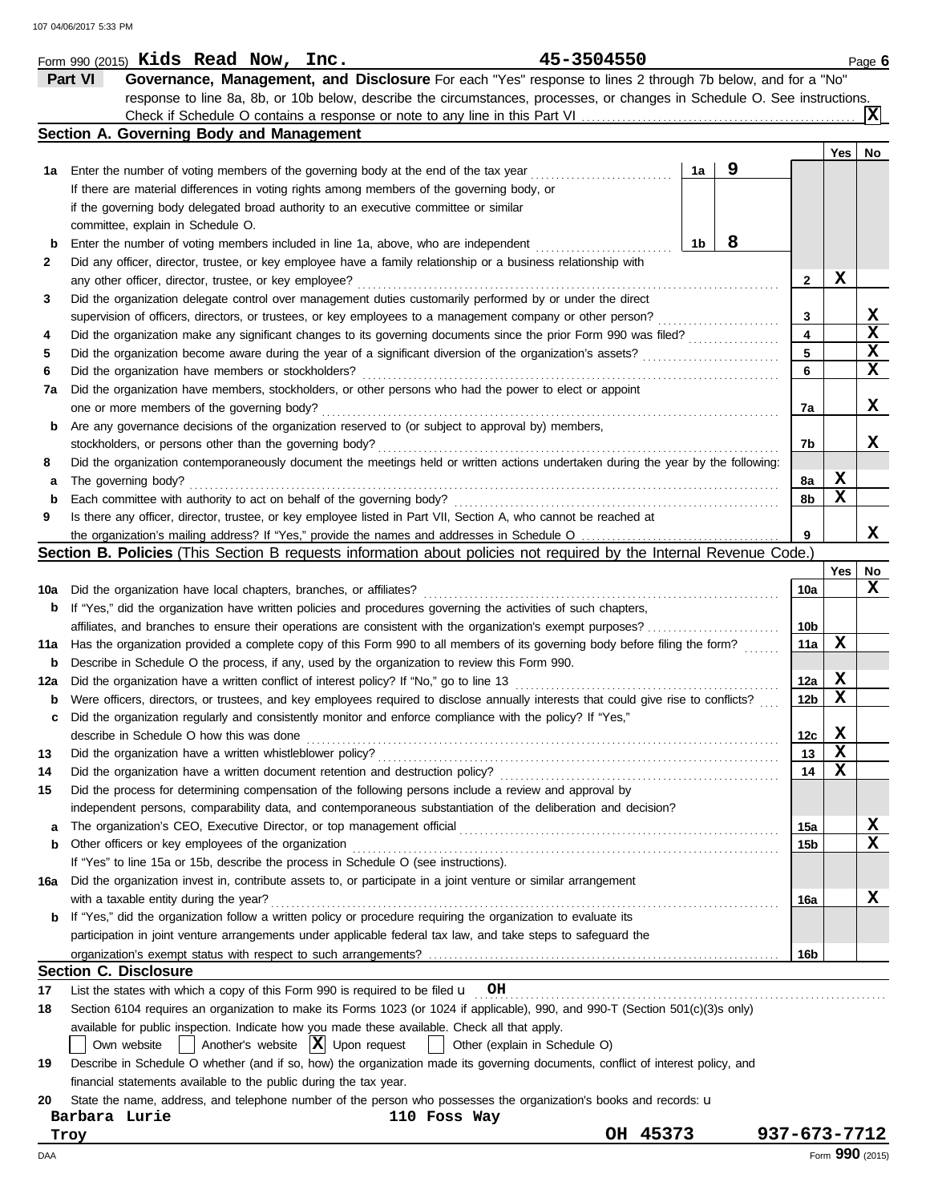Form 990 (2015) **Kids Read Now, Inc.** **45-3504550** Page **6**

## Part VI Governance, Management, and Disclosure

For each "Yes" response to lines 2 through 7b below, and for a "No" response to line 8a, 8b, or 10b below, describe the circumstances, processes, or changes in Schedule O. See instructions.

Check if Schedule O contains a response or note to any line in this Part VI ..... **[X]**

### Section A. Governing Body and Management

| | | | | Yes | No |
|---|---|---|---|---|---|
| **1a** | Enter the number of voting members of the governing body at the end of the tax year ..... **1a** **9** If there are material differences in voting rights among members of the governing body, or if the governing body delegated broad authority to an executive committee or similar committee, explain in Schedule O. | | | | |
| **b** | Enter the number of voting members included in line 1a, above, who are independent ..... **1b** **8** | | | | |
| **2** | Did any officer, director, trustee, or key employee have a family relationship or a business relationship with any other officer, director, trustee, or key employee? | | **2** | X | |
| **3** | Did the organization delegate control over management duties customarily performed by or under the direct supervision of officers, directors, or trustees, or key employees to a management company or other person? | | **3** | | X |
| **4** | Did the organization make any significant changes to its governing documents since the prior Form 990 was filed? | | **4** | | X |
| **5** | Did the organization become aware during the year of a significant diversion of the organization's assets? | | **5** | | X |
| **6** | Did the organization have members or stockholders? | | **6** | | X |
| **7a** | Did the organization have members, stockholders, or other persons who had the power to elect or appoint one or more members of the governing body? | | **7a** | | X |
| **b** | Are any governance decisions of the organization reserved to (or subject to approval by) members, stockholders, or persons other than the governing body? | | **7b** | | X |
| **8** | Did the organization contemporaneously document the meetings held or written actions undertaken during the year by the following: | | | | |
| **a** | The governing body? | | **8a** | X | |
| **b** | Each committee with authority to act on behalf of the governing body? | | **8b** | X | |
| **9** | Is there any officer, director, trustee, or key employee listed in Part VII, Section A, who cannot be reached at the organization's mailing address? If "Yes," provide the names and addresses in Schedule O | | **9** | | X |

### Section B. Policies (This Section B requests information about policies not required by the Internal Revenue Code.)

| | | | Yes | No |
|---|---|---|---|---|
| **10a** | Did the organization have local chapters, branches, or affiliates? | **10a** | | X |
| **b** | If "Yes," did the organization have written policies and procedures governing the activities of such chapters, affiliates, and branches to ensure their operations are consistent with the organization's exempt purposes? | **10b** | | |
| **11a** | Has the organization provided a complete copy of this Form 990 to all members of its governing body before filing the form? | **11a** | X | |
| **b** | Describe in Schedule O the process, if any, used by the organization to review this Form 990. | | | |
| **12a** | Did the organization have a written conflict of interest policy? If "No," go to line 13 | **12a** | X | |
| **b** | Were officers, directors, or trustees, and key employees required to disclose annually interests that could give rise to conflicts? | **12b** | X | |
| **c** | Did the organization regularly and consistently monitor and enforce compliance with the policy? If "Yes," describe in Schedule O how this was done | **12c** | X | |
| **13** | Did the organization have a written whistleblower policy? | **13** | X | |
| **14** | Did the organization have a written document retention and destruction policy? | **14** | X | |
| **15** | Did the process for determining compensation of the following persons include a review and approval by independent persons, comparability data, and contemporaneous substantiation of the deliberation and decision? | | | |
| **a** | The organization's CEO, Executive Director, or top management official | **15a** | | X |
| **b** | Other officers or key employees of the organization | **15b** | | X |
| | If "Yes" to line 15a or 15b, describe the process in Schedule O (see instructions). | | | |
| **16a** | Did the organization invest in, contribute assets to, or participate in a joint venture or similar arrangement with a taxable entity during the year? | **16a** | | X |
| **b** | If "Yes," did the organization follow a written policy or procedure requiring the organization to evaluate its participation in joint venture arrangements under applicable federal tax law, and take steps to safeguard the organization's exempt status with respect to such arrangements? | **16b** | | |

### Section C. Disclosure

**17** List the states with which a copy of this Form 990 is required to be filed u **OH**

**18** Section 6104 requires an organization to make its Forms 1023 (or 1024 if applicable), 990, and 990-T (Section 501(c)(3)s only) available for public inspection. Indicate how you made these available. Check all that apply.

[ ] Own website [ ] Another's website [X] Upon request [ ] Other (explain in Schedule O)

**19** Describe in Schedule O whether (and if so, how) the organization made its governing documents, conflict of interest policy, and financial statements available to the public during the tax year.

**20** State the name, address, and telephone number of the person who possesses the organization's books and records: u

**Barbara Lurie** **110 Foss Way**
**Troy** **OH 45373** **937-673-7712**

DAA Form **990** (2015)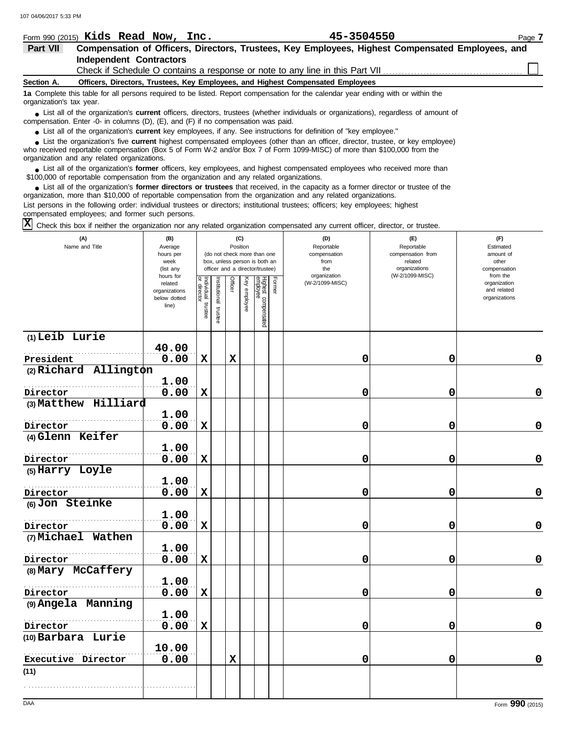Form 990 (2015) **Kids Read Now, Inc.** **45-3504550** Page **7**

## Part VII Compensation of Officers, Directors, Trustees, Key Employees, Highest Compensated Employees, and Independent Contractors

Check if Schedule O contains a response or note to any line in this Part VII ☐

### Section A. Officers, Directors, Trustees, Key Employees, and Highest Compensated Employees

**1a** Complete this table for all persons required to be listed. Report compensation for the calendar year ending with or within the organization's tax year.

- List all of the organization's **current** officers, directors, trustees (whether individuals or organizations), regardless of amount of compensation. Enter -0- in columns (D), (E), and (F) if no compensation was paid.
- List all of the organization's **current** key employees, if any. See instructions for definition of "key employee."
- List the organization's five **current** highest compensated employees (other than an officer, director, trustee, or key employee) who received reportable compensation (Box 5 of Form W-2 and/or Box 7 of Form 1099-MISC) of more than $100,000 from the organization and any related organizations.
- List all of the organization's **former** officers, key employees, and highest compensated employees who received more than $100,000 of reportable compensation from the organization and any related organizations.
- List all of the organization's **former directors or trustees** that received, in the capacity as a former director or trustee of the organization, more than $10,000 of reportable compensation from the organization and any related organizations.

List persons in the following order: individual trustees or directors; institutional trustees; officers; key employees; highest compensated employees; and former such persons.

☒ Check this box if neither the organization nor any related organization compensated any current officer, director, or trustee.

| (A) Name and Title | (B) Average hours per week (list any hours for related organizations below dotted line) | (C) Position: Individual trustee or director | Institutional trustee | Officer | Key employee | Highest compensated employee | Former | (D) Reportable compensation from the organization (W-2/1099-MISC) | (E) Reportable compensation from related organizations (W-2/1099-MISC) | (F) Estimated amount of other compensation from the organization and related organizations |
|---|---|---|---|---|---|---|---|---|---|---|
| (1) Leib Lurie<br>President | 40.00<br>0.00 | X | | X | | | | 0 | 0 | 0 |
| (2) Richard Allington<br>Director | 1.00<br>0.00 | X | | | | | | 0 | 0 | 0 |
| (3) Matthew Hilliard<br>Director | 1.00<br>0.00 | X | | | | | | 0 | 0 | 0 |
| (4) Glenn Keifer<br>Director | 1.00<br>0.00 | X | | | | | | 0 | 0 | 0 |
| (5) Harry Loyle<br>Director | 1.00<br>0.00 | X | | | | | | 0 | 0 | 0 |
| (6) Jon Steinke<br>Director | 1.00<br>0.00 | X | | | | | | 0 | 0 | 0 |
| (7) Michael Wathen<br>Director | 1.00<br>0.00 | X | | | | | | 0 | 0 | 0 |
| (8) Mary McCaffery<br>Director | 1.00<br>0.00 | X | | | | | | 0 | 0 | 0 |
| (9) Angela Manning<br>Director | 1.00<br>0.00 | X | | | | | | 0 | 0 | 0 |
| (10) Barbara Lurie<br>Executive Director | 10.00<br>0.00 | | | X | | | | 0 | 0 | 0 |
| (11) | | | | | | | | | | |

Form **990** (2015)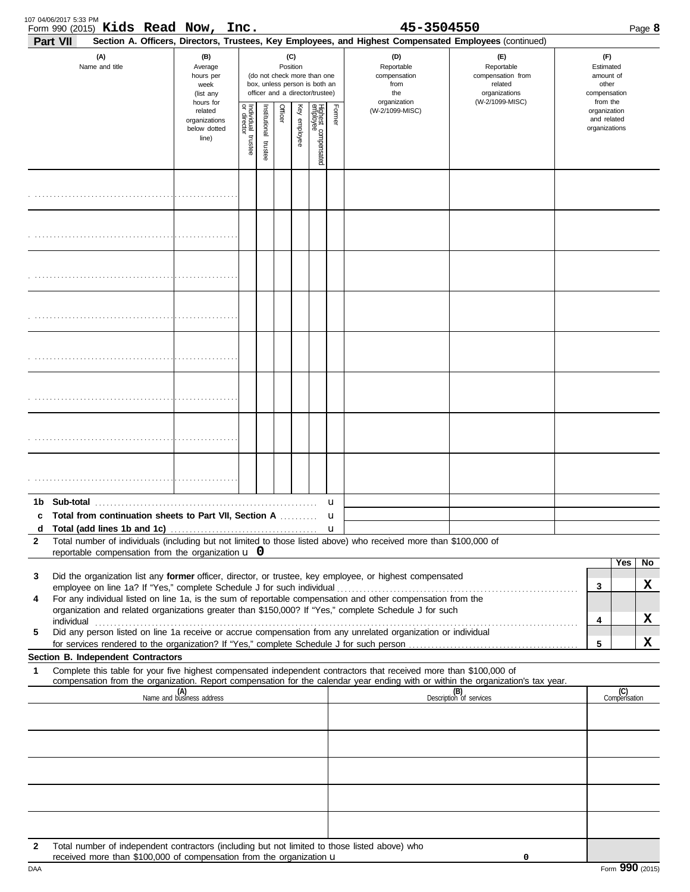Form 990 (2015) **Kids Read Now, Inc.** 45-3504550

**Part VII** **Section A. Officers, Directors, Trustees, Key Employees, and Highest Compensated Employees** (continued)

| (A) Name and title | (B) Average hours per week (list any hours for related organizations below dotted line) | (C) Position (do not check more than one box, unless person is both an officer and a director/trustee) | | | | | | (D) Reportable compensation from the organization (W-2/1099-MISC) | (E) Reportable compensation from related organizations (W-2/1099-MISC) | (F) Estimated amount of other compensation from the organization and related organizations |
|---|---|---|---|---|---|---|---|---|---|---|
| | | Individual trustee or director | Institutional trustee | Officer | Key employee | Highest compensated employee | Former | | | |
| | | | | | | | | | | |
| | | | | | | | | | | |
| | | | | | | | | | | |
| | | | | | | | | | | |
| | | | | | | | | | | |
| | | | | | | | | | | |
| | | | | | | | | | | |
| | | | | | | | | | | |

**1b Sub-total** u

**c Total from continuation sheets to Part VII, Section A** u

**d Total (add lines 1b and 1c)** u

**2** Total number of individuals (including but not limited to those listed above) who received more than $100,000 of reportable compensation from the organization u **0**

| | | | Yes | No |
|---|---|---|---|---|
| **3** | Did the organization list any **former** officer, director, or trustee, key employee, or highest compensated employee on line 1a? If "Yes," complete Schedule J for such individual | 3 | | X |
| **4** | For any individual listed on line 1a, is the sum of reportable compensation and other compensation from the organization and related organizations greater than $150,000? If "Yes," complete Schedule J for such individual | 4 | | X |
| **5** | Did any person listed on line 1a receive or accrue compensation from any unrelated organization or individual for services rendered to the organization? If "Yes," complete Schedule J for such person | 5 | | X |

**Section B. Independent Contractors**

**1** Complete this table for your five highest compensated independent contractors that received more than $100,000 of compensation from the organization. Report compensation for the calendar year ending with or within the organization's tax year.

| (A) Name and business address | (B) Description of services | (C) Compensation |
|---|---|---|
| | | |
| | | |
| | | |
| | | |
| | | |

**2** Total number of independent contractors (including but not limited to those listed above) who received more than $100,000 of compensation from the organization u **0**

Form **990** (2015)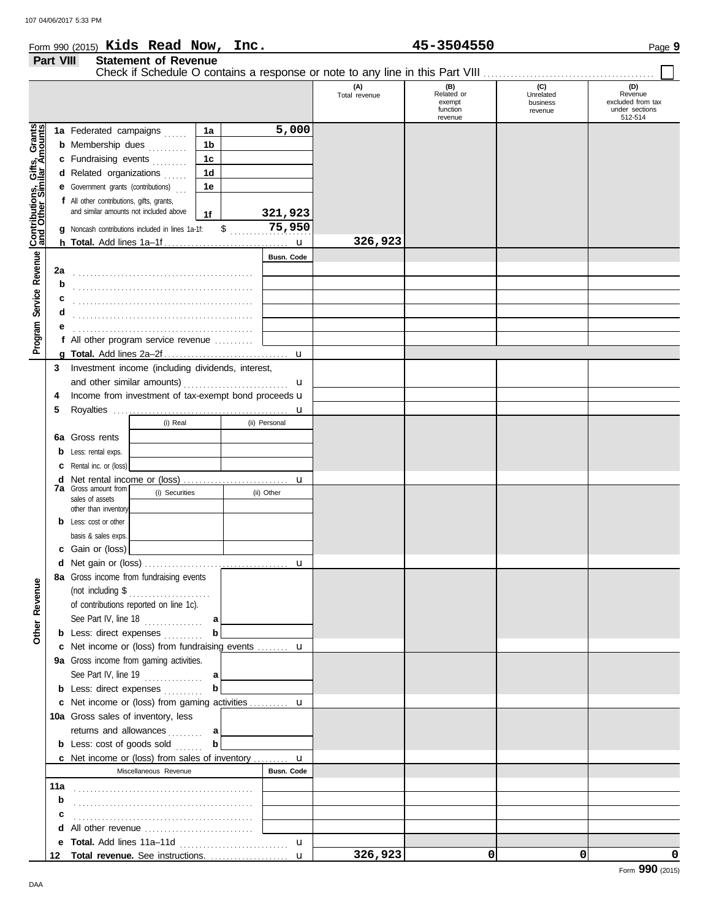Form 990 (2015) **Kids Read Now, Inc.** **45-3504550** Page **9**

## Part VIII Statement of Revenue

Check if Schedule O contains a response or note to any line in this Part VIII . . . . . . . . . . . . . . . . . . . . . . . . . . . . . . . . . . . . . . . . ☐

| | | | (A) Total revenue | (B) Related or exempt function revenue | (C) Unrelated business revenue | (D) Revenue excluded from tax under sections 512-514 |
|---|---|---|---|---|---|---|
| **Contributions, Gifts, Grants and Other Similar Amounts** | 1a Federated campaigns . . . . . . 1a | 5,000 | | | | |
| | b Membership dues . . . . . . . . . 1b | | | | | |
| | c Fundraising events . . . . . . . . 1c | | | | | |
| | d Related organizations . . . . . . 1d | | | | | |
| | e Government grants (contributions) . . . 1e | | | | | |
| | f All other contributions, gifts, grants, and similar amounts not included above 1f | 321,923 | | | | |
| | g Noncash contributions included in lines 1a-1f: $ | 75,950 | | | | |
| | h **Total.** Add lines 1a–1f . . . . . . . . . . u | | 326,923 | | | |
| **Program Service Revenue** | | Busn. Code | | | | |
| | 2a | | | | | |
| | b | | | | | |
| | c | | | | | |
| | d | | | | | |
| | e | | | | | |
| | f All other program service revenue . . . . . . . | | | | | |
| | g **Total.** Add lines 2a–2f . . . . . . . . . . u | | | | | |
| **Other Revenue** | 3 Investment income (including dividends, interest, and other similar amounts) . . . . . . . . u | | | | | |
| | 4 Income from investment of tax-exempt bond proceeds u | | | | | |
| | 5 Royalties . . . . . . . . . . . . . . . . . . u | | | | | |
| | 6a Gross rents — (i) Real / (ii) Personal | | | | | |
| | b Less: rental exps. | | | | | |
| | c Rental inc. or (loss) | | | | | |
| | d Net rental income or (loss) . . . . . . . . . u | | | | | |
| | 7a Gross amount from sales of assets other than inventory — (i) Securities / (ii) Other | | | | | |
| | b Less: cost or other basis & sales exps. | | | | | |
| | c Gain or (loss) | | | | | |
| | d Net gain or (loss) . . . . . . . . . . . . . u | | | | | |
| | 8a Gross income from fundraising events (not including $ . . . . . . . of contributions reported on line 1c). See Part IV, line 18 . . . . . . a | | | | | |
| | b Less: direct expenses . . . . . . b | | | | | |
| | c Net income or (loss) from fundraising events . . . . u | | | | | |
| | 9a Gross income from gaming activities. See Part IV, line 19 . . . . . . a | | | | | |
| | b Less: direct expenses . . . . . . b | | | | | |
| | c Net income or (loss) from gaming activities . . . . u | | | | | |
| | 10a Gross sales of inventory, less returns and allowances . . . . . . a | | | | | |
| | b Less: cost of goods sold . . . . b | | | | | |
| | c Net income or (loss) from sales of inventory . . . . u | | | | | |
| | Miscellaneous Revenue | Busn. Code | | | | |
| | 11a | | | | | |
| | b | | | | | |
| | c | | | | | |
| | d All other revenue . . . . . . . . . . . . . | | | | | |
| | e **Total.** Add lines 11a–11d . . . . . . . . u | | | | | |
| | 12 **Total revenue.** See instructions. . . . . . . u | | 326,923 | 0 | 0 | 0 |

Form **990** (2015)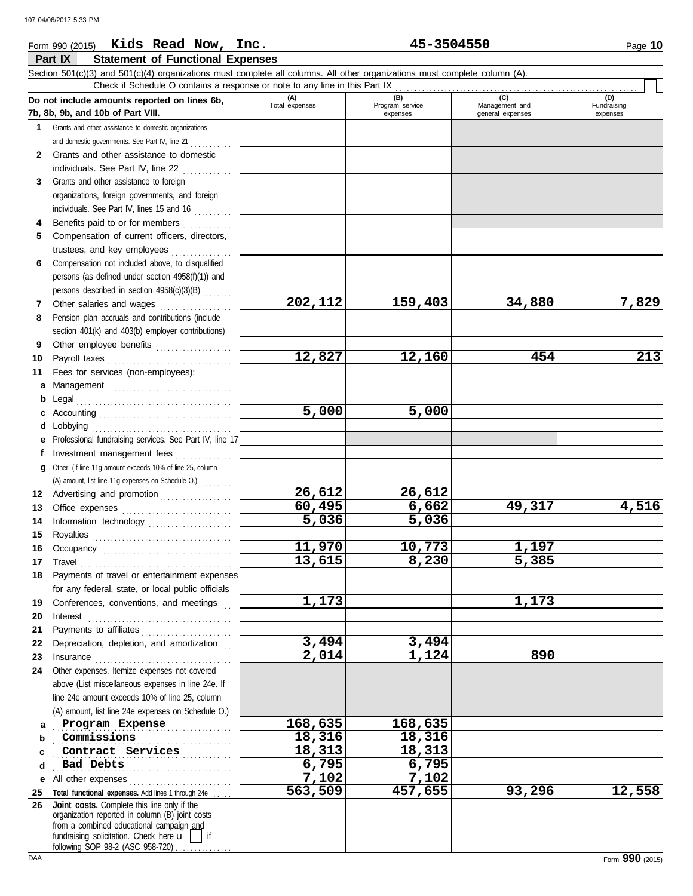Form 990 (2015) **Kids Read Now, Inc.** **45-3504550**

## Part IX Statement of Functional Expenses

Section 501(c)(3) and 501(c)(4) organizations must complete all columns. All other organizations must complete column (A).

Check if Schedule O contains a response or note to any line in this Part IX ☐

| Do not include amounts reported on lines 6b, 7b, 8b, 9b, and 10b of Part VIII. | (A) Total expenses | (B) Program service expenses | (C) Management and general expenses | (D) Fundraising expenses |
|---|---|---|---|---|
| 1 Grants and other assistance to domestic organizations and domestic governments. See Part IV, line 21 | | | | |
| 2 Grants and other assistance to domestic individuals. See Part IV, line 22 | | | | |
| 3 Grants and other assistance to foreign organizations, foreign governments, and foreign individuals. See Part IV, lines 15 and 16 | | | | |
| 4 Benefits paid to or for members | | | | |
| 5 Compensation of current officers, directors, trustees, and key employees | | | | |
| 6 Compensation not included above, to disqualified persons (as defined under section 4958(f)(1)) and persons described in section 4958(c)(3)(B) | | | | |
| 7 Other salaries and wages | 202,112 | 159,403 | 34,880 | 7,829 |
| 8 Pension plan accruals and contributions (include section 401(k) and 403(b) employer contributions) | | | | |
| 9 Other employee benefits | | | | |
| 10 Payroll taxes | 12,827 | 12,160 | 454 | 213 |
| 11 Fees for services (non-employees): | | | | |
| a Management | | | | |
| b Legal | | | | |
| c Accounting | 5,000 | 5,000 | | |
| d Lobbying | | | | |
| e Professional fundraising services. See Part IV, line 17 | | | | |
| f Investment management fees | | | | |
| g Other. (If line 11g amount exceeds 10% of line 25, column (A) amount, list line 11g expenses on Schedule O.) | | | | |
| 12 Advertising and promotion | 26,612 | 26,612 | | |
| 13 Office expenses | 60,495 | 6,662 | 49,317 | 4,516 |
| 14 Information technology | 5,036 | 5,036 | | |
| 15 Royalties | | | | |
| 16 Occupancy | 11,970 | 10,773 | 1,197 | |
| 17 Travel | 13,615 | 8,230 | 5,385 | |
| 18 Payments of travel or entertainment expenses for any federal, state, or local public officials | | | | |
| 19 Conferences, conventions, and meetings | 1,173 | | 1,173 | |
| 20 Interest | | | | |
| 21 Payments to affiliates | | | | |
| 22 Depreciation, depletion, and amortization | 3,494 | 3,494 | | |
| 23 Insurance | 2,014 | 1,124 | 890 | |
| 24 Other expenses. Itemize expenses not covered above (List miscellaneous expenses in line 24e. If line 24e amount exceeds 10% of line 25, column (A) amount, list line 24e expenses on Schedule O.) | | | | |
| a Program Expense | 168,635 | 168,635 | | |
| b Commissions | 18,316 | 18,316 | | |
| c Contract Services | 18,313 | 18,313 | | |
| d Bad Debts | 6,795 | 6,795 | | |
| e All other expenses | 7,102 | 7,102 | | |
| 25 **Total functional expenses.** Add lines 1 through 24e | 563,509 | 457,655 | 93,296 | 12,558 |
| 26 **Joint costs.** Complete this line only if the organization reported in column (B) joint costs from a combined educational campaign and fundraising solicitation. Check here ☐ if following SOP 98-2 (ASC 958-720) | | | | |

Form **990** (2015)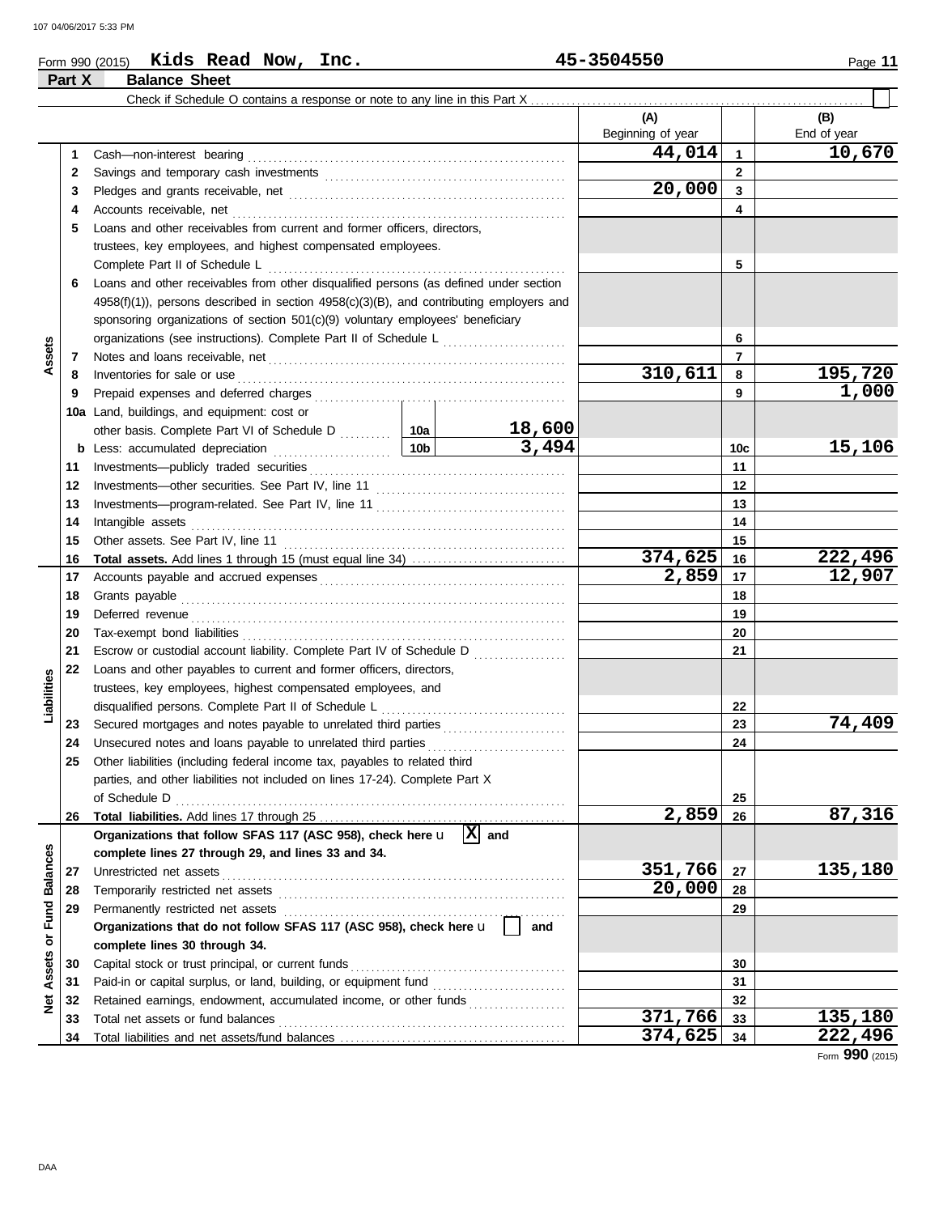Form 990 (2015) **Kids Read Now, Inc.** **45-3504550** Page **11**

## Part X Balance Sheet

Check if Schedule O contains a response or note to any line in this Part X . . . . . . . . . . ☐

| | | | (A) Beginning of year | | (B) End of year |
|---|---|---|---|---|---|
| **Assets** | 1 | Cash—non-interest bearing | 44,014 | 1 | 10,670 |
| | 2 | Savings and temporary cash investments | | 2 | |
| | 3 | Pledges and grants receivable, net | 20,000 | 3 | |
| | 4 | Accounts receivable, net | | 4 | |
| | 5 | Loans and other receivables from current and former officers, directors, trustees, key employees, and highest compensated employees. Complete Part II of Schedule L | | 5 | |
| | 6 | Loans and other receivables from other disqualified persons (as defined under section 4958(f)(1)), persons described in section 4958(c)(3)(B), and contributing employers and sponsoring organizations of section 501(c)(9) voluntary employees' beneficiary organizations (see instructions). Complete Part II of Schedule L | | 6 | |
| | 7 | Notes and loans receivable, net | | 7 | |
| | 8 | Inventories for sale or use | 310,611 | 8 | 195,720 |
| | 9 | Prepaid expenses and deferred charges | | 9 | 1,000 |
| | 10a | Land, buildings, and equipment: cost or other basis. Complete Part VI of Schedule D — 10a: 18,600 | | | |
| | b | Less: accumulated depreciation — 10b: 3,494 | | 10c | 15,106 |
| | 11 | Investments—publicly traded securities | | 11 | |
| | 12 | Investments—other securities. See Part IV, line 11 | | 12 | |
| | 13 | Investments—program-related. See Part IV, line 11 | | 13 | |
| | 14 | Intangible assets | | 14 | |
| | 15 | Other assets. See Part IV, line 11 | | 15 | |
| | 16 | **Total assets.** Add lines 1 through 15 (must equal line 34) | 374,625 | 16 | 222,496 |
| **Liabilities** | 17 | Accounts payable and accrued expenses | 2,859 | 17 | 12,907 |
| | 18 | Grants payable | | 18 | |
| | 19 | Deferred revenue | | 19 | |
| | 20 | Tax-exempt bond liabilities | | 20 | |
| | 21 | Escrow or custodial account liability. Complete Part IV of Schedule D | | 21 | |
| | 22 | Loans and other payables to current and former officers, directors, trustees, key employees, highest compensated employees, and disqualified persons. Complete Part II of Schedule L | | 22 | |
| | 23 | Secured mortgages and notes payable to unrelated third parties | | 23 | 74,409 |
| | 24 | Unsecured notes and loans payable to unrelated third parties | | 24 | |
| | 25 | Other liabilities (including federal income tax, payables to related third parties, and other liabilities not included on lines 17-24). Complete Part X of Schedule D | | 25 | |
| | 26 | **Total liabilities.** Add lines 17 through 25 | 2,859 | 26 | 87,316 |
| **Net Assets or Fund Balances** | | **Organizations that follow SFAS 117 (ASC 958), check here** ☒ **and complete lines 27 through 29, and lines 33 and 34.** | | | |
| | 27 | Unrestricted net assets | 351,766 | 27 | 135,180 |
| | 28 | Temporarily restricted net assets | 20,000 | 28 | |
| | 29 | Permanently restricted net assets | | 29 | |
| | | **Organizations that do not follow SFAS 117 (ASC 958), check here** ☐ **and complete lines 30 through 34.** | | | |
| | 30 | Capital stock or trust principal, or current funds | | 30 | |
| | 31 | Paid-in or capital surplus, or land, building, or equipment fund | | 31 | |
| | 32 | Retained earnings, endowment, accumulated income, or other funds | | 32 | |
| | 33 | Total net assets or fund balances | 371,766 | 33 | 135,180 |
| | 34 | Total liabilities and net assets/fund balances | 374,625 | 34 | 222,496 |

Form **990** (2015)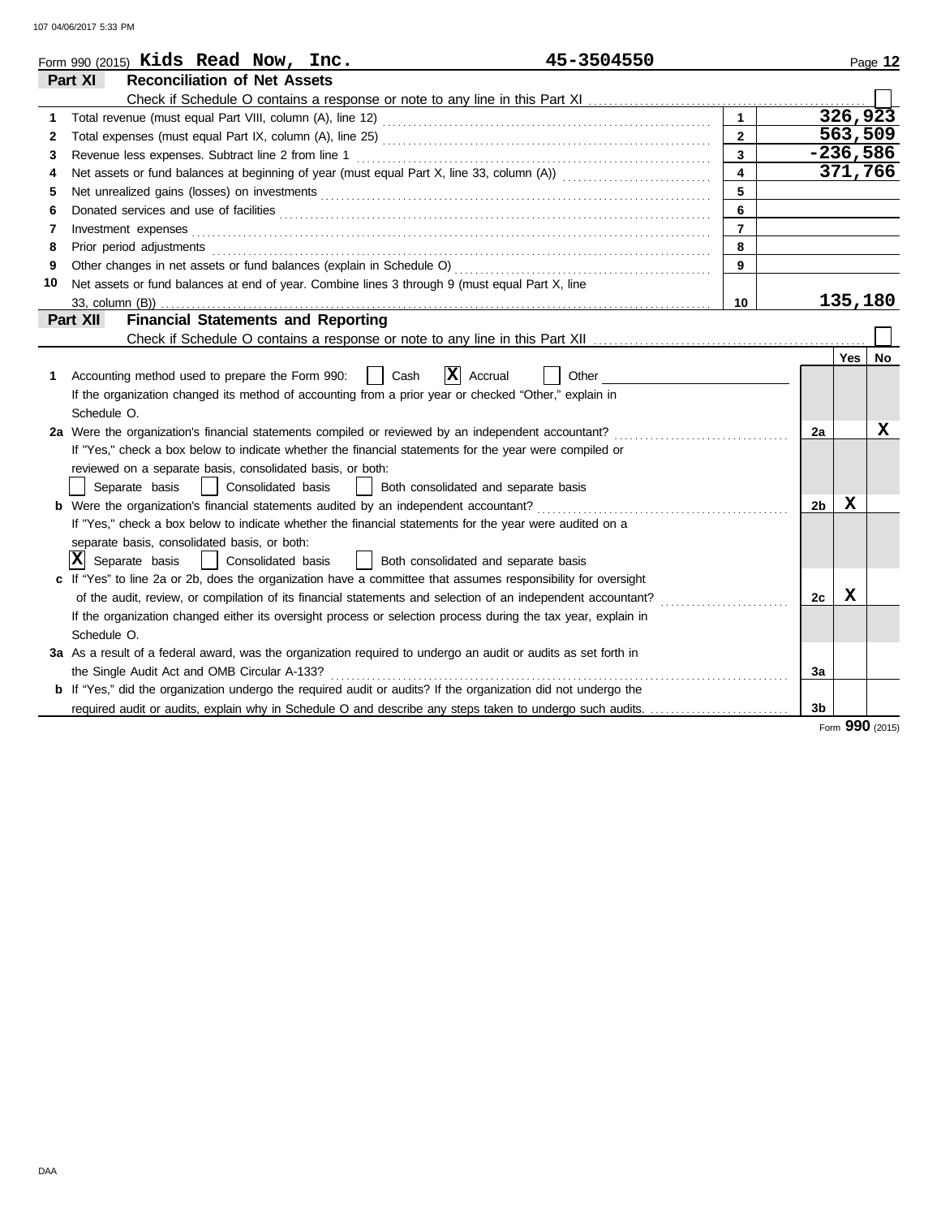Form 990 (2015) **Kids Read Now, Inc.** **45-3504550**

## Part XI Reconciliation of Net Assets

Check if Schedule O contains a response or note to any line in this Part XI ☐

| | | | |
|---|---|---|---|
| 1 | Total revenue (must equal Part VIII, column (A), line 12) | 1 | 326,923 |
| 2 | Total expenses (must equal Part IX, column (A), line 25) | 2 | 563,509 |
| 3 | Revenue less expenses. Subtract line 2 from line 1 | 3 | -236,586 |
| 4 | Net assets or fund balances at beginning of year (must equal Part X, line 33, column (A)) | 4 | 371,766 |
| 5 | Net unrealized gains (losses) on investments | 5 | |
| 6 | Donated services and use of facilities | 6 | |
| 7 | Investment expenses | 7 | |
| 8 | Prior period adjustments | 8 | |
| 9 | Other changes in net assets or fund balances (explain in Schedule O) | 9 | |
| 10 | Net assets or fund balances at end of year. Combine lines 3 through 9 (must equal Part X, line 33, column (B)) | 10 | 135,180 |

## Part XII Financial Statements and Reporting

Check if Schedule O contains a response or note to any line in this Part XII ☐

| | | | Yes | No |
|---|---|---|---|---|
| 1 | Accounting method used to prepare the Form 990: ☐ Cash ☒ Accrual ☐ Other<br>If the organization changed its method of accounting from a prior year or checked "Other," explain in Schedule O. | | | |
| 2a | Were the organization's financial statements compiled or reviewed by an independent accountant?<br>If "Yes," check a box below to indicate whether the financial statements for the year were compiled or reviewed on a separate basis, consolidated basis, or both:<br>☐ Separate basis ☐ Consolidated basis ☐ Both consolidated and separate basis | 2a | | X |
| b | Were the organization's financial statements audited by an independent accountant?<br>If "Yes," check a box below to indicate whether the financial statements for the year were audited on a separate basis, consolidated basis, or both:<br>☒ Separate basis ☐ Consolidated basis ☐ Both consolidated and separate basis | 2b | X | |
| c | If "Yes" to line 2a or 2b, does the organization have a committee that assumes responsibility for oversight of the audit, review, or compilation of its financial statements and selection of an independent accountant?<br>If the organization changed either its oversight process or selection process during the tax year, explain in Schedule O. | 2c | X | |
| 3a | As a result of a federal award, was the organization required to undergo an audit or audits as set forth in the Single Audit Act and OMB Circular A-133? | 3a | | |
| b | If "Yes," did the organization undergo the required audit or audits? If the organization did not undergo the required audit or audits, explain why in Schedule O and describe any steps taken to undergo such audits. | 3b | | |

Form **990** (2015)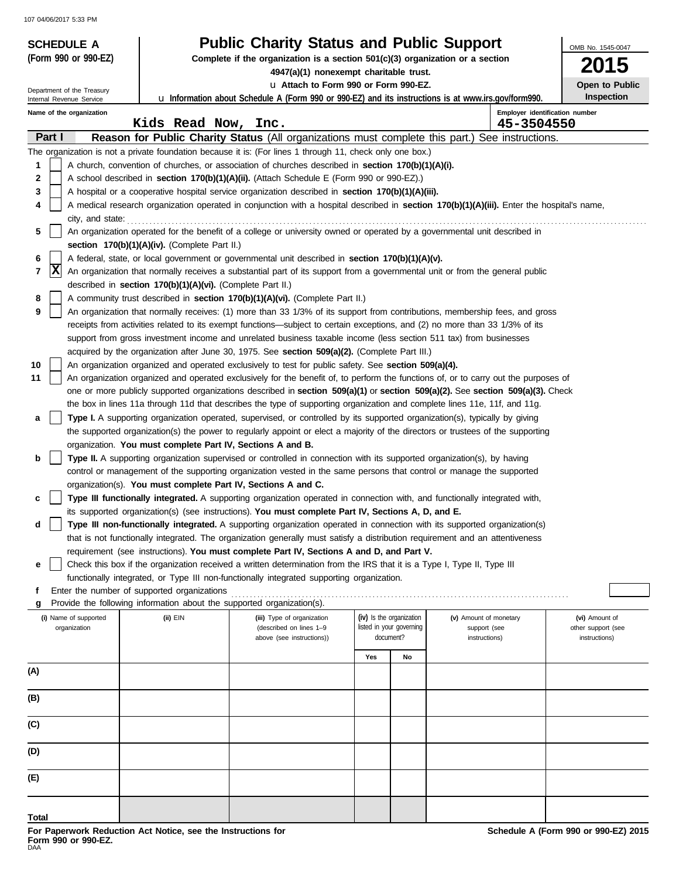107 04/06/2017 5:33 PM

**SCHEDULE A**
**(Form 990 or 990-EZ)**

Department of the Treasury
Internal Revenue Service

# Public Charity Status and Public Support

**Complete if the organization is a section 501(c)(3) organization or a section 4947(a)(1) nonexempt charitable trust.**

u **Attach to Form 990 or Form 990-EZ.**

u **Information about Schedule A (Form 990 or 990-EZ) and its instructions is at www.irs.gov/form990.**

OMB No. 1545-0047

**2015**

**Open to Public Inspection**

**Name of the organization:** Kids Read Now, Inc.

**Employer identification number:** 45-3504550

## Part I — Reason for Public Charity Status (All organizations must complete this part.) See instructions.

The organization is not a private foundation because it is: (For lines 1 through 11, check only one box.)

1 [ ] A church, convention of churches, or association of churches described in **section 170(b)(1)(A)(i).**

2 [ ] A school described in **section 170(b)(1)(A)(ii).** (Attach Schedule E (Form 990 or 990-EZ).)

3 [ ] A hospital or a cooperative hospital service organization described in **section 170(b)(1)(A)(iii).**

4 [ ] A medical research organization operated in conjunction with a hospital described in **section 170(b)(1)(A)(iii).** Enter the hospital's name, city, and state:

5 [ ] An organization operated for the benefit of a college or university owned or operated by a governmental unit described in **section 170(b)(1)(A)(iv).** (Complete Part II.)

6 [ ] A federal, state, or local government or governmental unit described in **section 170(b)(1)(A)(v).**

7 [X] An organization that normally receives a substantial part of its support from a governmental unit or from the general public described in **section 170(b)(1)(A)(vi).** (Complete Part II.)

8 [ ] A community trust described in **section 170(b)(1)(A)(vi).** (Complete Part II.)

9 [ ] An organization that normally receives: (1) more than 33 1/3% of its support from contributions, membership fees, and gross receipts from activities related to its exempt functions—subject to certain exceptions, and (2) no more than 33 1/3% of its support from gross investment income and unrelated business taxable income (less section 511 tax) from businesses acquired by the organization after June 30, 1975. See **section 509(a)(2).** (Complete Part III.)

10 [ ] An organization organized and operated exclusively to test for public safety. See **section 509(a)(4).**

11 [ ] An organization organized and operated exclusively for the benefit of, to perform the functions of, or to carry out the purposes of one or more publicly supported organizations described in **section 509(a)(1)** or **section 509(a)(2).** See **section 509(a)(3).** Check the box in lines 11a through 11d that describes the type of supporting organization and complete lines 11e, 11f, and 11g.

a [ ] **Type I.** A supporting organization operated, supervised, or controlled by its supported organization(s), typically by giving the supported organization(s) the power to regularly appoint or elect a majority of the directors or trustees of the supporting organization. **You must complete Part IV, Sections A and B.**

b [ ] **Type II.** A supporting organization supervised or controlled in connection with its supported organization(s), by having control or management of the supporting organization vested in the same persons that control or manage the supported organization(s). **You must complete Part IV, Sections A and C.**

c [ ] **Type III functionally integrated.** A supporting organization operated in connection with, and functionally integrated with, its supported organization(s) (see instructions). **You must complete Part IV, Sections A, D, and E.**

d [ ] **Type III non-functionally integrated.** A supporting organization operated in connection with its supported organization(s) that is not functionally integrated. The organization generally must satisfy a distribution requirement and an attentiveness requirement (see instructions). **You must complete Part IV, Sections A and D, and Part V.**

e [ ] Check this box if the organization received a written determination from the IRS that it is a Type I, Type II, Type III functionally integrated, or Type III non-functionally integrated supporting organization.

f Enter the number of supported organizations

g Provide the following information about the supported organization(s).

| (i) Name of supported organization | (ii) EIN | (iii) Type of organization (described on lines 1–9 above (see instructions)) | (iv) Is the organization listed in your governing document? Yes | No | (v) Amount of monetary support (see instructions) | (vi) Amount of other support (see instructions) |
|---|---|---|---|---|---|---|
| (A) | | | | | | |
| (B) | | | | | | |
| (C) | | | | | | |
| (D) | | | | | | |
| (E) | | | | | | |
| **Total** | | | | | | |

**For Paperwork Reduction Act Notice, see the Instructions for Form 990 or 990-EZ.**
DAA

**Schedule A (Form 990 or 990-EZ) 2015**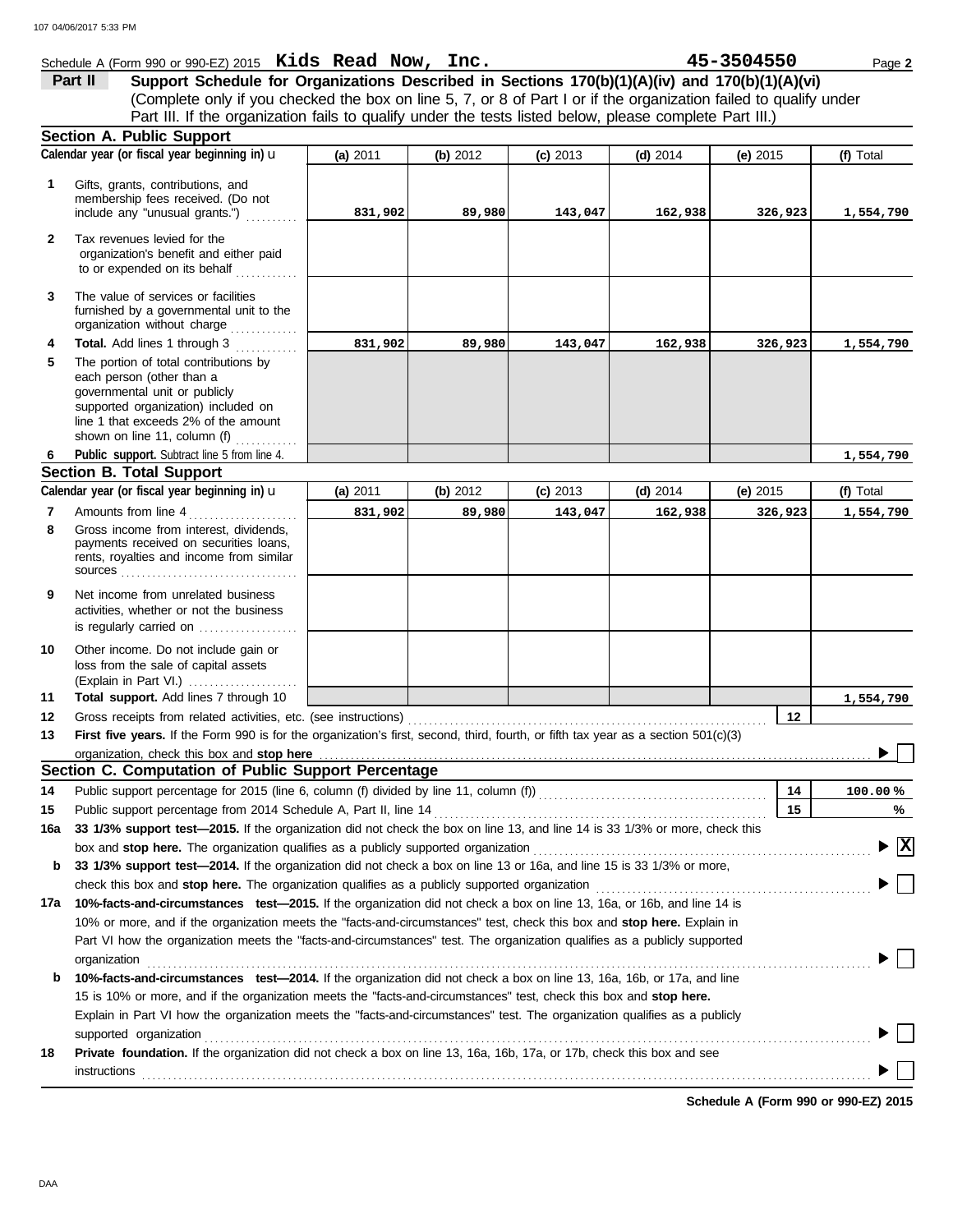Schedule A (Form 990 or 990-EZ) 2015 **Kids Read Now, Inc.** **45-3504550** Page **2**

## Part II Support Schedule for Organizations Described in Sections 170(b)(1)(A)(iv) and 170(b)(1)(A)(vi)

(Complete only if you checked the box on line 5, 7, or 8 of Part I or if the organization failed to qualify under Part III. If the organization fails to qualify under the tests listed below, please complete Part III.)

### Section A. Public Support

| | Calendar year (or fiscal year beginning in) ▶ | (a) 2011 | (b) 2012 | (c) 2013 | (d) 2014 | (e) 2015 | (f) Total |
|---|---|---|---|---|---|---|---|
| 1 | Gifts, grants, contributions, and membership fees received. (Do not include any "unusual grants.") | 831,902 | 89,980 | 143,047 | 162,938 | 326,923 | 1,554,790 |
| 2 | Tax revenues levied for the organization's benefit and either paid to or expended on its behalf | | | | | | |
| 3 | The value of services or facilities furnished by a governmental unit to the organization without charge | | | | | | |
| 4 | **Total.** Add lines 1 through 3 | 831,902 | 89,980 | 143,047 | 162,938 | 326,923 | 1,554,790 |
| 5 | The portion of total contributions by each person (other than a governmental unit or publicly supported organization) included on line 1 that exceeds 2% of the amount shown on line 11, column (f) | | | | | | |
| 6 | **Public support.** Subtract line 5 from line 4. | | | | | | 1,554,790 |

### Section B. Total Support

| | Calendar year (or fiscal year beginning in) ▶ | (a) 2011 | (b) 2012 | (c) 2013 | (d) 2014 | (e) 2015 | (f) Total |
|---|---|---|---|---|---|---|---|
| 7 | Amounts from line 4 | 831,902 | 89,980 | 143,047 | 162,938 | 326,923 | 1,554,790 |
| 8 | Gross income from interest, dividends, payments received on securities loans, rents, royalties and income from similar sources | | | | | | |
| 9 | Net income from unrelated business activities, whether or not the business is regularly carried on | | | | | | |
| 10 | Other income. Do not include gain or loss from the sale of capital assets (Explain in Part VI.) | | | | | | |
| 11 | **Total support.** Add lines 7 through 10 | | | | | | 1,554,790 |

**12** Gross receipts from related activities, etc. (see instructions) **12**

**13** **First five years.** If the Form 990 is for the organization's first, second, third, fourth, or fifth tax year as a section 501(c)(3) organization, check this box and **stop here** ▶ ☐

### Section C. Computation of Public Support Percentage

**14** Public support percentage for 2015 (line 6, column (f) divided by line 11, column (f)) **14** 100.00 %

**15** Public support percentage from 2014 Schedule A, Part II, line 14 **15** %

**16a** **33 1/3% support test—2015.** If the organization did not check the box on line 13, and line 14 is 33 1/3% or more, check this box and **stop here.** The organization qualifies as a publicly supported organization ▶ ☒

**b** **33 1/3% support test—2014.** If the organization did not check a box on line 13 or 16a, and line 15 is 33 1/3% or more, check this box and **stop here.** The organization qualifies as a publicly supported organization ▶ ☐

**17a** **10%-facts-and-circumstances test—2015.** If the organization did not check a box on line 13, 16a, or 16b, and line 14 is 10% or more, and if the organization meets the "facts-and-circumstances" test, check this box and **stop here.** Explain in Part VI how the organization meets the "facts-and-circumstances" test. The organization qualifies as a publicly supported organization ▶ ☐

**b** **10%-facts-and-circumstances test—2014.** If the organization did not check a box on line 13, 16a, 16b, or 17a, and line 15 is 10% or more, and if the organization meets the "facts-and-circumstances" test, check this box and **stop here.** Explain in Part VI how the organization meets the "facts-and-circumstances" test. The organization qualifies as a publicly supported organization ▶ ☐

**18** **Private foundation.** If the organization did not check a box on line 13, 16a, 16b, 17a, or 17b, check this box and see instructions ▶ ☐

**Schedule A (Form 990 or 990-EZ) 2015**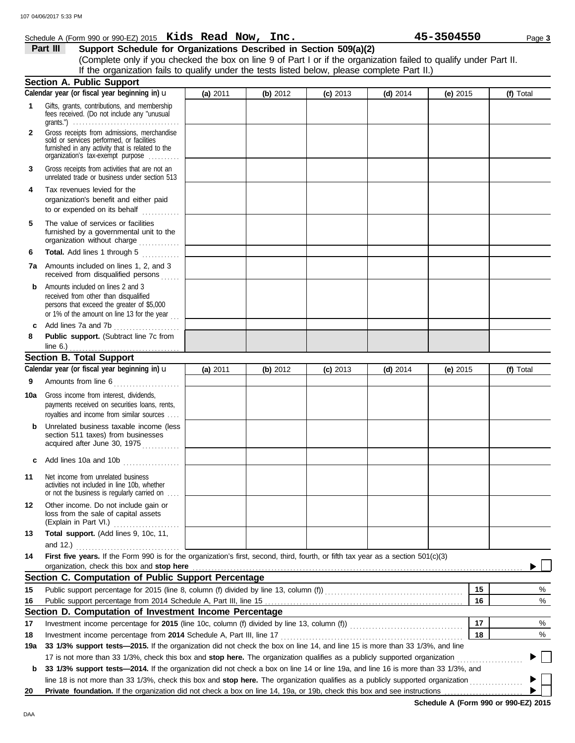Schedule A (Form 990 or 990-EZ) 2015 **Kids Read Now, Inc.** **45-3504550**

**Part III** **Support Schedule for Organizations Described in Section 509(a)(2)**
(Complete only if you checked the box on line 9 of Part I or if the organization failed to qualify under Part II. If the organization fails to qualify under the tests listed below, please complete Part II.)

## Section A. Public Support

| Calendar year (or fiscal year beginning in) u | (a) 2011 | (b) 2012 | (c) 2013 | (d) 2014 | (e) 2015 | (f) Total |
|---|---|---|---|---|---|---|
| **1** Gifts, grants, contributions, and membership fees received. (Do not include any "unusual grants.") | | | | | | |
| **2** Gross receipts from admissions, merchandise sold or services performed, or facilities furnished in any activity that is related to the organization's tax-exempt purpose | | | | | | |
| **3** Gross receipts from activities that are not an unrelated trade or business under section 513 | | | | | | |
| **4** Tax revenues levied for the organization's benefit and either paid to or expended on its behalf | | | | | | |
| **5** The value of services or facilities furnished by a governmental unit to the organization without charge | | | | | | |
| **6** **Total.** Add lines 1 through 5 | | | | | | |
| **7a** Amounts included on lines 1, 2, and 3 received from disqualified persons | | | | | | |
| **b** Amounts included on lines 2 and 3 received from other than disqualified persons that exceed the greater of $5,000 or 1% of the amount on line 13 for the year | | | | | | |
| **c** Add lines 7a and 7b | | | | | | |
| **8** **Public support.** (Subtract line 7c from line 6.) | | | | | | |

## Section B. Total Support

| Calendar year (or fiscal year beginning in) u | (a) 2011 | (b) 2012 | (c) 2013 | (d) 2014 | (e) 2015 | (f) Total |
|---|---|---|---|---|---|---|
| **9** Amounts from line 6 | | | | | | |
| **10a** Gross income from interest, dividends, payments received on securities loans, rents, royalties and income from similar sources | | | | | | |
| **b** Unrelated business taxable income (less section 511 taxes) from businesses acquired after June 30, 1975 | | | | | | |
| **c** Add lines 10a and 10b | | | | | | |
| **11** Net income from unrelated business activities not included in line 10b, whether or not the business is regularly carried on | | | | | | |
| **12** Other income. Do not include gain or loss from the sale of capital assets (Explain in Part VI.) | | | | | | |
| **13** **Total support.** (Add lines 9, 10c, 11, and 12.) | | | | | | |

**14** **First five years.** If the Form 990 is for the organization's first, second, third, fourth, or fifth tax year as a section 501(c)(3) organization, check this box and **stop here** ☐

## Section C. Computation of Public Support Percentage

| | | | |
|---|---|---|---|
| **15** | Public support percentage for 2015 (line 8, column (f) divided by line 13, column (f)) | 15 | % |
| **16** | Public support percentage from 2014 Schedule A, Part III, line 15 | 16 | % |

## Section D. Computation of Investment Income Percentage

| | | | |
|---|---|---|---|
| **17** | Investment income percentage for **2015** (line 10c, column (f) divided by line 13, column (f)) | 17 | % |
| **18** | Investment income percentage from **2014** Schedule A, Part III, line 17 | 18 | % |

**19a** **33 1/3% support tests—2015.** If the organization did not check the box on line 14, and line 15 is more than 33 1/3%, and line 17 is not more than 33 1/3%, check this box and **stop here.** The organization qualifies as a publicly supported organization ☐

**b** **33 1/3% support tests—2014.** If the organization did not check a box on line 14 or line 19a, and line 16 is more than 33 1/3%, and line 18 is not more than 33 1/3%, check this box and **stop here.** The organization qualifies as a publicly supported organization ☐

**20** **Private foundation.** If the organization did not check a box on line 14, 19a, or 19b, check this box and see instructions ☐

**Schedule A (Form 990 or 990-EZ) 2015**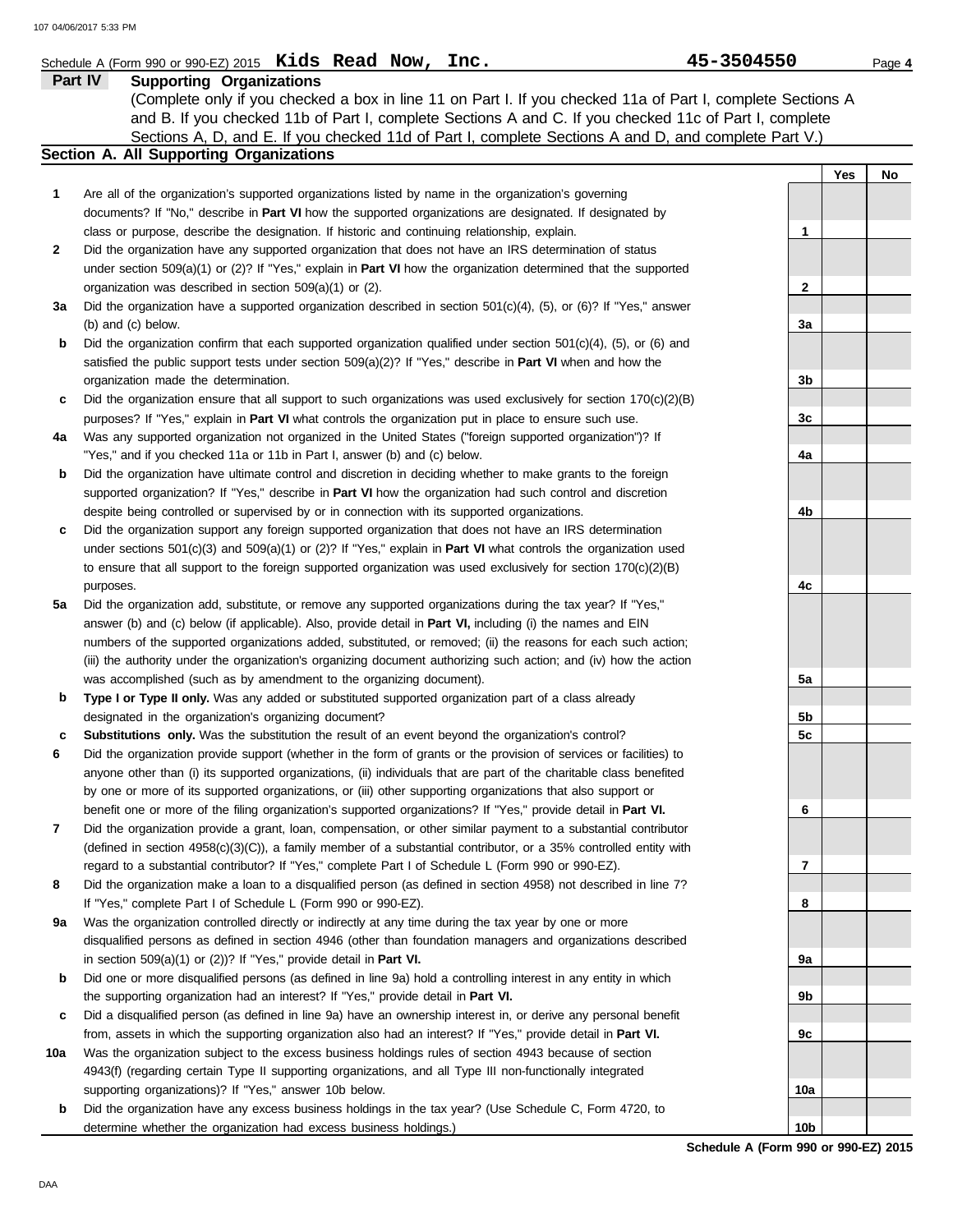Schedule A (Form 990 or 990-EZ) 2015 **Kids Read Now, Inc.** **45-3504550** Page **4**

## Part IV Supporting Organizations

(Complete only if you checked a box in line 11 on Part I. If you checked 11a of Part I, complete Sections A and B. If you checked 11b of Part I, complete Sections A and C. If you checked 11c of Part I, complete Sections A, D, and E. If you checked 11d of Part I, complete Sections A and D, and complete Part V.)

### Section A. All Supporting Organizations

| | | | Yes | No |
|---|---|---|---|---|
| **1** | Are all of the organization's supported organizations listed by name in the organization's governing documents? If "No," describe in **Part VI** how the supported organizations are designated. If designated by class or purpose, describe the designation. If historic and continuing relationship, explain. | **1** | | |
| **2** | Did the organization have any supported organization that does not have an IRS determination of status under section 509(a)(1) or (2)? If "Yes," explain in **Part VI** how the organization determined that the supported organization was described in section 509(a)(1) or (2). | **2** | | |
| **3a** | Did the organization have a supported organization described in section 501(c)(4), (5), or (6)? If "Yes," answer (b) and (c) below. | **3a** | | |
| **b** | Did the organization confirm that each supported organization qualified under section 501(c)(4), (5), or (6) and satisfied the public support tests under section 509(a)(2)? If "Yes," describe in **Part VI** when and how the organization made the determination. | **3b** | | |
| **c** | Did the organization ensure that all support to such organizations was used exclusively for section 170(c)(2)(B) purposes? If "Yes," explain in **Part VI** what controls the organization put in place to ensure such use. | **3c** | | |
| **4a** | Was any supported organization not organized in the United States ("foreign supported organization")? If "Yes," and if you checked 11a or 11b in Part I, answer (b) and (c) below. | **4a** | | |
| **b** | Did the organization have ultimate control and discretion in deciding whether to make grants to the foreign supported organization? If "Yes," describe in **Part VI** how the organization had such control and discretion despite being controlled or supervised by or in connection with its supported organizations. | **4b** | | |
| **c** | Did the organization support any foreign supported organization that does not have an IRS determination under sections 501(c)(3) and 509(a)(1) or (2)? If "Yes," explain in **Part VI** what controls the organization used to ensure that all support to the foreign supported organization was used exclusively for section 170(c)(2)(B) purposes. | **4c** | | |
| **5a** | Did the organization add, substitute, or remove any supported organizations during the tax year? If "Yes," answer (b) and (c) below (if applicable). Also, provide detail in **Part VI,** including (i) the names and EIN numbers of the supported organizations added, substituted, or removed; (ii) the reasons for each such action; (iii) the authority under the organization's organizing document authorizing such action; and (iv) how the action was accomplished (such as by amendment to the organizing document). | **5a** | | |
| **b** | **Type I or Type II only.** Was any added or substituted supported organization part of a class already designated in the organization's organizing document? | **5b** | | |
| **c** | **Substitutions only.** Was the substitution the result of an event beyond the organization's control? | **5c** | | |
| **6** | Did the organization provide support (whether in the form of grants or the provision of services or facilities) to anyone other than (i) its supported organizations, (ii) individuals that are part of the charitable class benefited by one or more of its supported organizations, or (iii) other supporting organizations that also support or benefit one or more of the filing organization's supported organizations? If "Yes," provide detail in **Part VI.** | **6** | | |
| **7** | Did the organization provide a grant, loan, compensation, or other similar payment to a substantial contributor (defined in section 4958(c)(3)(C)), a family member of a substantial contributor, or a 35% controlled entity with regard to a substantial contributor? If "Yes," complete Part I of Schedule L (Form 990 or 990-EZ). | **7** | | |
| **8** | Did the organization make a loan to a disqualified person (as defined in section 4958) not described in line 7? If "Yes," complete Part I of Schedule L (Form 990 or 990-EZ). | **8** | | |
| **9a** | Was the organization controlled directly or indirectly at any time during the tax year by one or more disqualified persons as defined in section 4946 (other than foundation managers and organizations described in section 509(a)(1) or (2))? If "Yes," provide detail in **Part VI.** | **9a** | | |
| **b** | Did one or more disqualified persons (as defined in line 9a) hold a controlling interest in any entity in which the supporting organization had an interest? If "Yes," provide detail in **Part VI.** | **9b** | | |
| **c** | Did a disqualified person (as defined in line 9a) have an ownership interest in, or derive any personal benefit from, assets in which the supporting organization also had an interest? If "Yes," provide detail in **Part VI.** | **9c** | | |
| **10a** | Was the organization subject to the excess business holdings rules of section 4943 because of section 4943(f) (regarding certain Type II supporting organizations, and all Type III non-functionally integrated supporting organizations)? If "Yes," answer 10b below. | **10a** | | |
| **b** | Did the organization have any excess business holdings in the tax year? (Use Schedule C, Form 4720, to determine whether the organization had excess business holdings.) | **10b** | | |

**Schedule A (Form 990 or 990-EZ) 2015**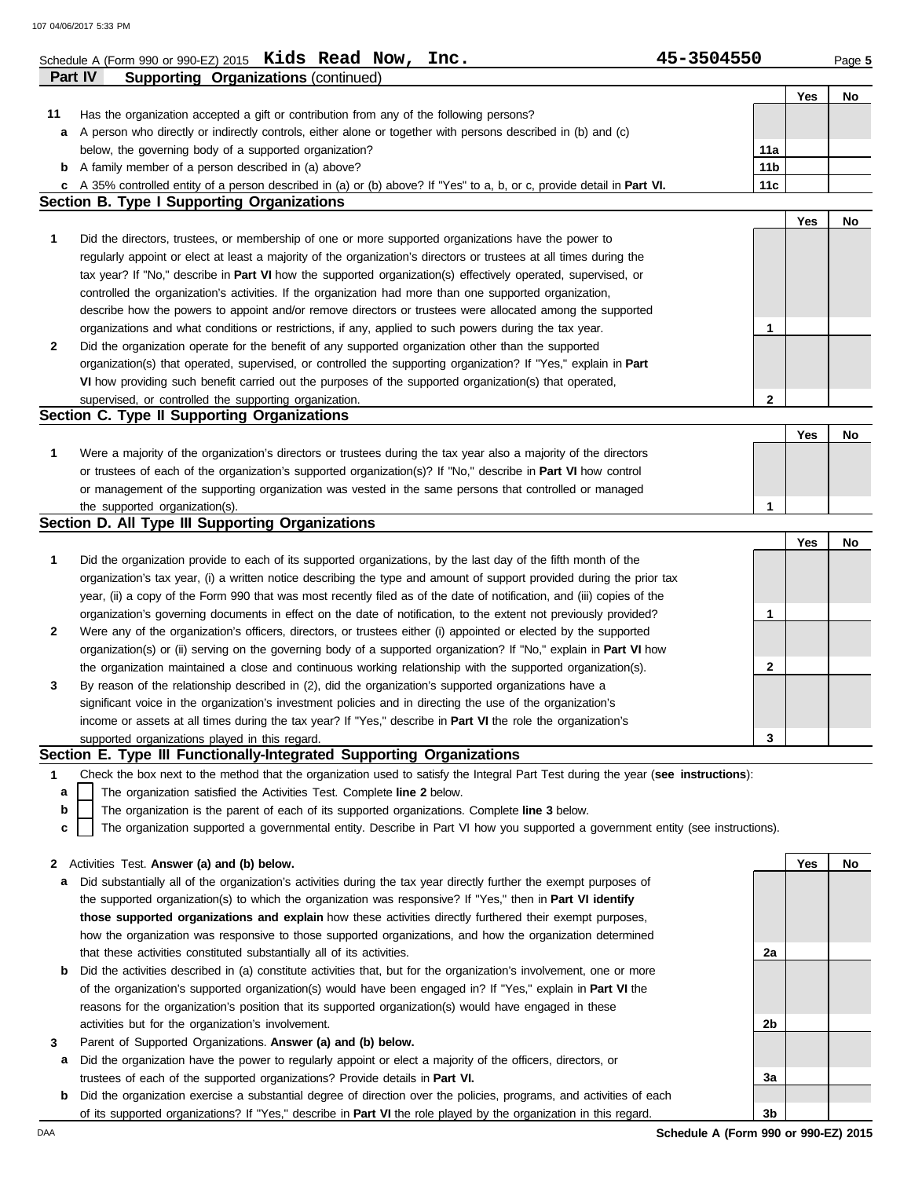Schedule A (Form 990 or 990-EZ) 2015 **Kids Read Now, Inc.** **45-3504550** Page **5**

## Part IV Supporting Organizations (continued)

| | | | Yes | No |
|---|---|---|---|---|
| **11** | Has the organization accepted a gift or contribution from any of the following persons? | | | |
| **a** | A person who directly or indirectly controls, either alone or together with persons described in (b) and (c) below, the governing body of a supported organization? | **11a** | | |
| **b** | A family member of a person described in (a) above? | **11b** | | |
| **c** | A 35% controlled entity of a person described in (a) or (b) above? If "Yes" to a, b, or c, provide detail in **Part VI.** | **11c** | | |

## Section B. Type I Supporting Organizations

| | | | Yes | No |
|---|---|---|---|---|
| **1** | Did the directors, trustees, or membership of one or more supported organizations have the power to regularly appoint or elect at least a majority of the organization's directors or trustees at all times during the tax year? If "No," describe in **Part VI** how the supported organization(s) effectively operated, supervised, or controlled the organization's activities. If the organization had more than one supported organization, describe how the powers to appoint and/or remove directors or trustees were allocated among the supported organizations and what conditions or restrictions, if any, applied to such powers during the tax year. | **1** | | |
| **2** | Did the organization operate for the benefit of any supported organization other than the supported organization(s) that operated, supervised, or controlled the supporting organization? If "Yes," explain in **Part VI** how providing such benefit carried out the purposes of the supported organization(s) that operated, supervised, or controlled the supporting organization. | **2** | | |

## Section C. Type II Supporting Organizations

| | | | Yes | No |
|---|---|---|---|---|
| **1** | Were a majority of the organization's directors or trustees during the tax year also a majority of the directors or trustees of each of the organization's supported organization(s)? If "No," describe in **Part VI** how control or management of the supporting organization was vested in the same persons that controlled or managed the supported organization(s). | **1** | | |

## Section D. All Type III Supporting Organizations

| | | | Yes | No |
|---|---|---|---|---|
| **1** | Did the organization provide to each of its supported organizations, by the last day of the fifth month of the organization's tax year, (i) a written notice describing the type and amount of support provided during the prior tax year, (ii) a copy of the Form 990 that was most recently filed as of the date of notification, and (iii) copies of the organization's governing documents in effect on the date of notification, to the extent not previously provided? | **1** | | |
| **2** | Were any of the organization's officers, directors, or trustees either (i) appointed or elected by the supported organization(s) or (ii) serving on the governing body of a supported organization? If "No," explain in **Part VI** how the organization maintained a close and continuous working relationship with the supported organization(s). | **2** | | |
| **3** | By reason of the relationship described in (2), did the organization's supported organizations have a significant voice in the organization's investment policies and in directing the use of the organization's income or assets at all times during the tax year? If "Yes," describe in **Part VI** the role the organization's supported organizations played in this regard. | **3** | | |

## Section E. Type III Functionally-Integrated Supporting Organizations

**1** Check the box next to the method that the organization used to satisfy the Integral Part Test during the year (**see instructions**):

- **a** ☐ The organization satisfied the Activities Test. Complete **line 2** below.
- **b** ☐ The organization is the parent of each of its supported organizations. Complete **line 3** below.
- **c** ☐ The organization supported a governmental entity. Describe in Part VI how you supported a government entity (see instructions).

| | | | Yes | No |
|---|---|---|---|---|
| **2** | Activities Test. **Answer (a) and (b) below.** | | | |
| **a** | Did substantially all of the organization's activities during the tax year directly further the exempt purposes of the supported organization(s) to which the organization was responsive? If "Yes," then in **Part VI identify those supported organizations and explain** how these activities directly furthered their exempt purposes, how the organization was responsive to those supported organizations, and how the organization determined that these activities constituted substantially all of its activities. | **2a** | | |
| **b** | Did the activities described in (a) constitute activities that, but for the organization's involvement, one or more of the organization's supported organization(s) would have been engaged in? If "Yes," explain in **Part VI** the reasons for the organization's position that its supported organization(s) would have engaged in these activities but for the organization's involvement. | **2b** | | |
| **3** | Parent of Supported Organizations. **Answer (a) and (b) below.** | | | |
| **a** | Did the organization have the power to regularly appoint or elect a majority of the officers, directors, or trustees of each of the supported organizations? Provide details in **Part VI.** | **3a** | | |
| **b** | Did the organization exercise a substantial degree of direction over the policies, programs, and activities of each of its supported organizations? If "Yes," describe in **Part VI** the role played by the organization in this regard. | **3b** | | |

DAA **Schedule A (Form 990 or 990-EZ) 2015**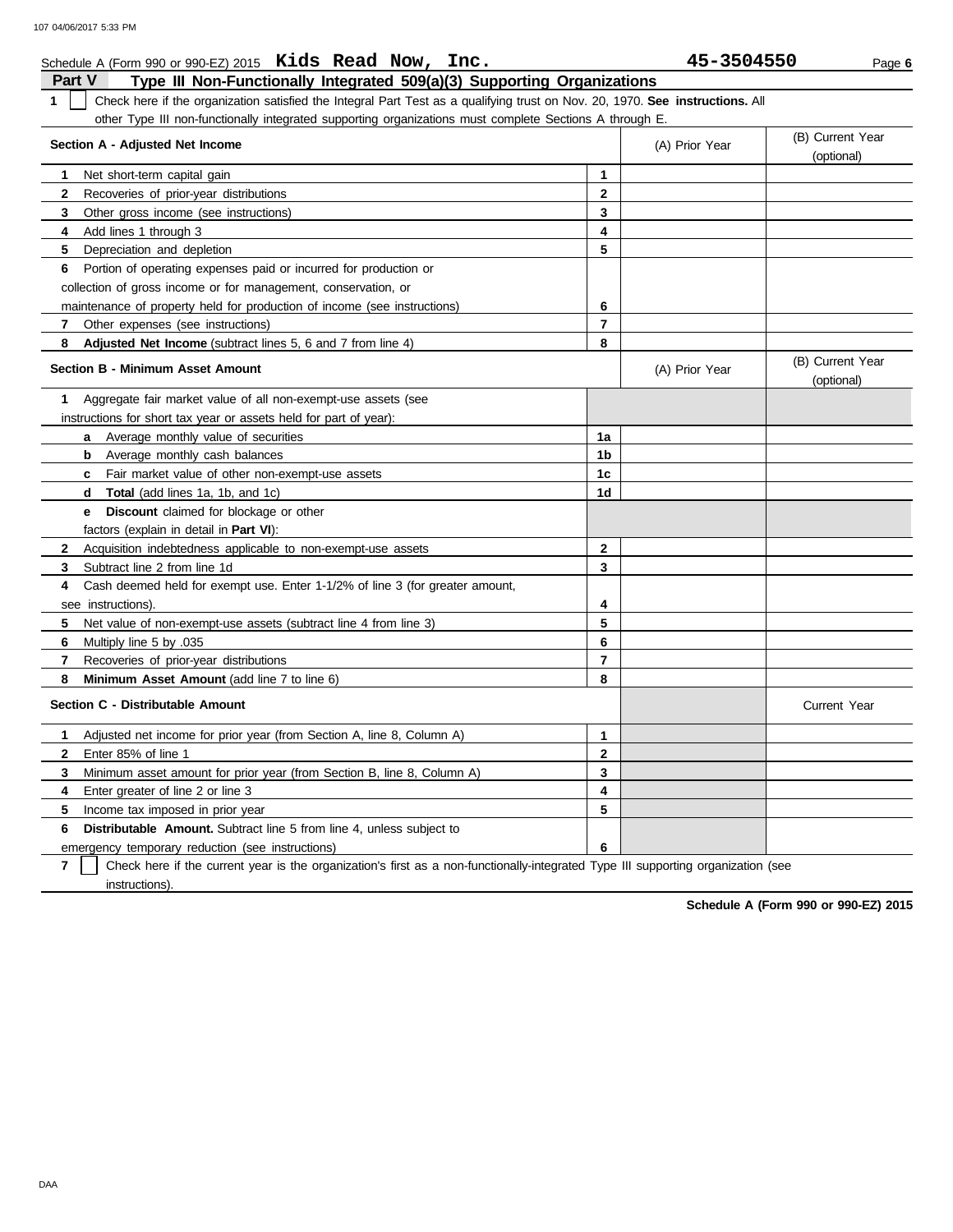Schedule A (Form 990 or 990-EZ) 2015 **Kids Read Now, Inc.** **45-3504550**

## Part V Type III Non-Functionally Integrated 509(a)(3) Supporting Organizations

**1** ☐ Check here if the organization satisfied the Integral Part Test as a qualifying trust on Nov. 20, 1970. **See instructions.** All other Type III non-functionally integrated supporting organizations must complete Sections A through E.

| **Section A - Adjusted Net Income** | | (A) Prior Year | (B) Current Year (optional) |
|---|---|---|---|
| **1** Net short-term capital gain | 1 | | |
| **2** Recoveries of prior-year distributions | 2 | | |
| **3** Other gross income (see instructions) | 3 | | |
| **4** Add lines 1 through 3 | 4 | | |
| **5** Depreciation and depletion | 5 | | |
| **6** Portion of operating expenses paid or incurred for production or collection of gross income or for management, conservation, or maintenance of property held for production of income (see instructions) | 6 | | |
| **7** Other expenses (see instructions) | 7 | | |
| **8** **Adjusted Net Income** (subtract lines 5, 6 and 7 from line 4) | 8 | | |

| **Section B - Minimum Asset Amount** | | (A) Prior Year | (B) Current Year (optional) |
|---|---|---|---|
| **1** Aggregate fair market value of all non-exempt-use assets (see instructions for short tax year or assets held for part of year): | | | |
| **a** Average monthly value of securities | 1a | | |
| **b** Average monthly cash balances | 1b | | |
| **c** Fair market value of other non-exempt-use assets | 1c | | |
| **d** **Total** (add lines 1a, 1b, and 1c) | 1d | | |
| **e** **Discount** claimed for blockage or other factors (explain in detail in **Part VI**): | | | |
| **2** Acquisition indebtedness applicable to non-exempt-use assets | 2 | | |
| **3** Subtract line 2 from line 1d | 3 | | |
| **4** Cash deemed held for exempt use. Enter 1-1/2% of line 3 (for greater amount, see instructions). | 4 | | |
| **5** Net value of non-exempt-use assets (subtract line 4 from line 3) | 5 | | |
| **6** Multiply line 5 by .035 | 6 | | |
| **7** Recoveries of prior-year distributions | 7 | | |
| **8** **Minimum Asset Amount** (add line 7 to line 6) | 8 | | |

| **Section C - Distributable Amount** | | | Current Year |
|---|---|---|---|
| **1** Adjusted net income for prior year (from Section A, line 8, Column A) | 1 | | |
| **2** Enter 85% of line 1 | 2 | | |
| **3** Minimum asset amount for prior year (from Section B, line 8, Column A) | 3 | | |
| **4** Enter greater of line 2 or line 3 | 4 | | |
| **5** Income tax imposed in prior year | 5 | | |
| **6** **Distributable Amount.** Subtract line 5 from line 4, unless subject to emergency temporary reduction (see instructions) | 6 | | |

**7** ☐ Check here if the current year is the organization's first as a non-functionally-integrated Type III supporting organization (see instructions).

**Schedule A (Form 990 or 990-EZ) 2015**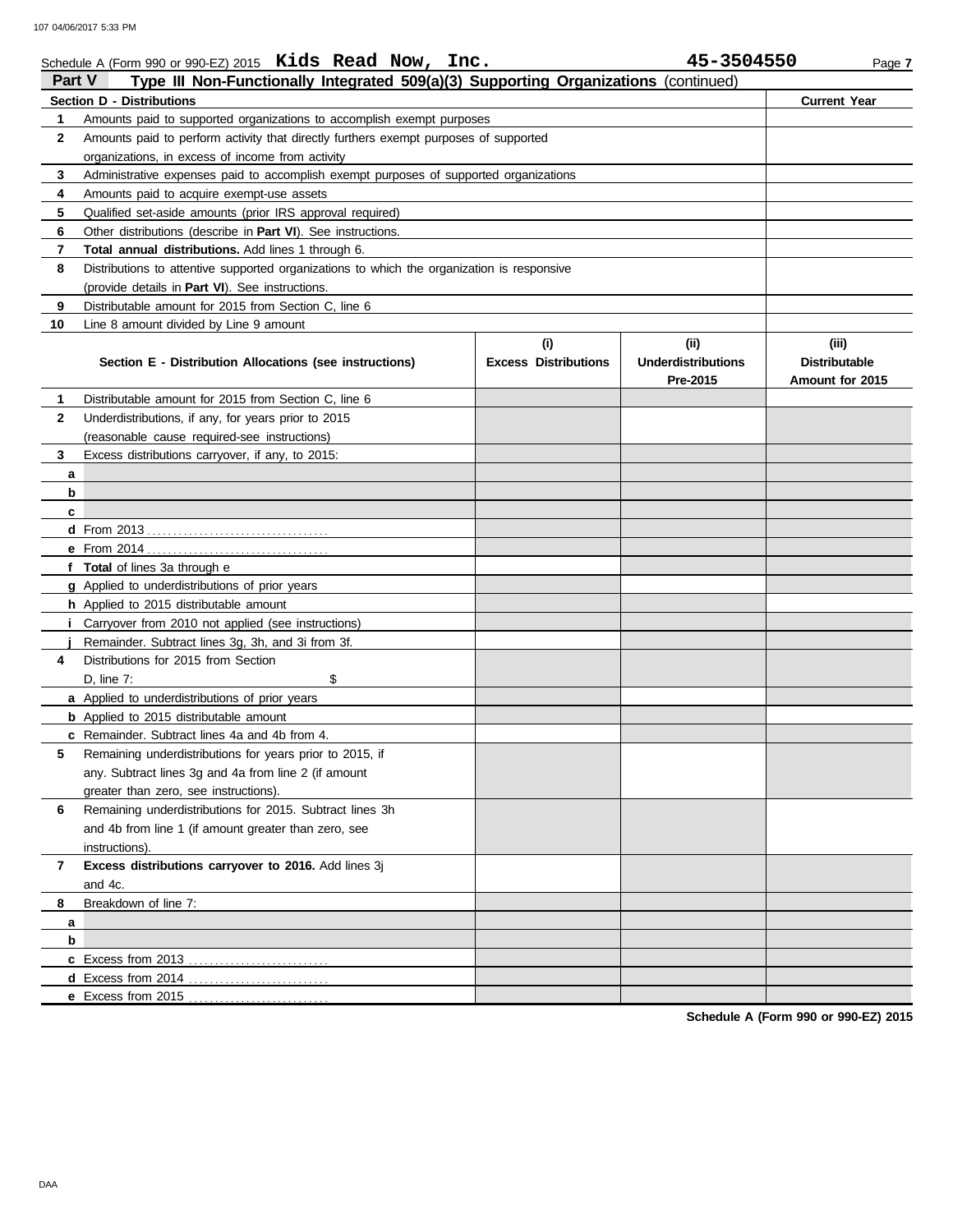Schedule A (Form 990 or 990-EZ) 2015 **Kids Read Now, Inc.** **45-3504550**

## Part V — Type III Non-Functionally Integrated 509(a)(3) Supporting Organizations (continued)

| Section D - Distributions | | Current Year |
|---|---|---|
| 1 | Amounts paid to supported organizations to accomplish exempt purposes | |
| 2 | Amounts paid to perform activity that directly furthers exempt purposes of supported organizations, in excess of income from activity | |
| 3 | Administrative expenses paid to accomplish exempt purposes of supported organizations | |
| 4 | Amounts paid to acquire exempt-use assets | |
| 5 | Qualified set-aside amounts (prior IRS approval required) | |
| 6 | Other distributions (describe in **Part VI**). See instructions. | |
| 7 | **Total annual distributions.** Add lines 1 through 6. | |
| 8 | Distributions to attentive supported organizations to which the organization is responsive (provide details in **Part VI**). See instructions. | |
| 9 | Distributable amount for 2015 from Section C, line 6 | |
| 10 | Line 8 amount divided by Line 9 amount | |

| | Section E - Distribution Allocations (see instructions) | (i) Excess Distributions | (ii) Underdistributions Pre-2015 | (iii) Distributable Amount for 2015 |
|---|---|---|---|---|
| 1 | Distributable amount for 2015 from Section C, line 6 | | | |
| 2 | Underdistributions, if any, for years prior to 2015 (reasonable cause required-see instructions) | | | |
| 3 | Excess distributions carryover, if any, to 2015: | | | |
| a | | | | |
| b | | | | |
| c | | | | |
| d | From 2013 | | | |
| e | From 2014 | | | |
| f | **Total** of lines 3a through e | | | |
| g | Applied to underdistributions of prior years | | | |
| h | Applied to 2015 distributable amount | | | |
| i | Carryover from 2010 not applied (see instructions) | | | |
| j | Remainder. Subtract lines 3g, 3h, and 3i from 3f. | | | |
| 4 | Distributions for 2015 from Section D, line 7: $ | | | |
| a | Applied to underdistributions of prior years | | | |
| b | Applied to 2015 distributable amount | | | |
| c | Remainder. Subtract lines 4a and 4b from 4. | | | |
| 5 | Remaining underdistributions for years prior to 2015, if any. Subtract lines 3g and 4a from line 2 (if amount greater than zero, see instructions). | | | |
| 6 | Remaining underdistributions for 2015. Subtract lines 3h and 4b from line 1 (if amount greater than zero, see instructions). | | | |
| 7 | **Excess distributions carryover to 2016.** Add lines 3j and 4c. | | | |
| 8 | Breakdown of line 7: | | | |
| a | | | | |
| b | | | | |
| c | Excess from 2013 | | | |
| d | Excess from 2014 | | | |
| e | Excess from 2015 | | | |

**Schedule A (Form 990 or 990-EZ) 2015**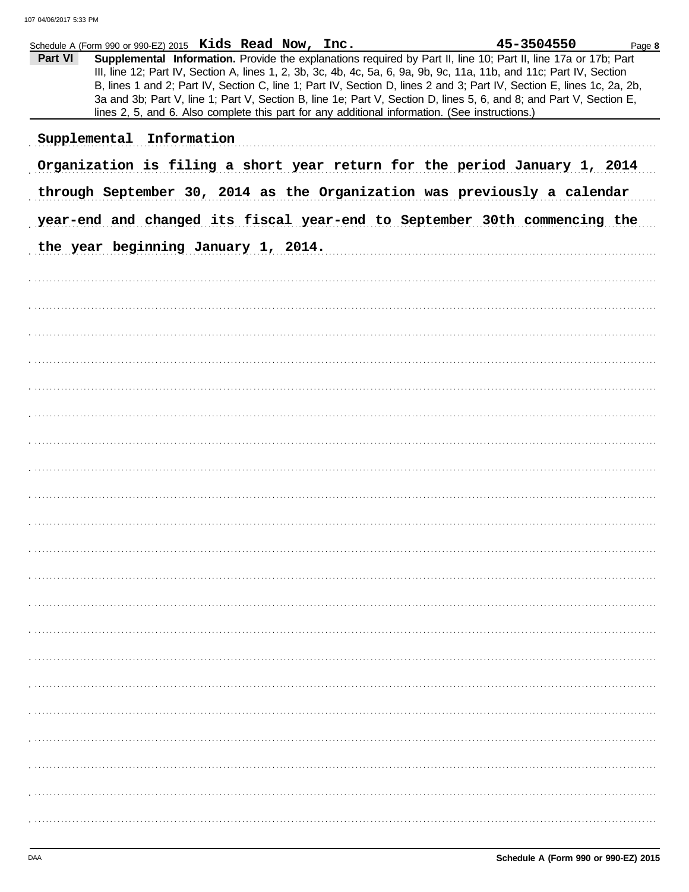Schedule A (Form 990 or 990-EZ) 2015 **Kids Read Now, Inc.** **45-3504550** Page **8**

## Part VI Supplemental Information.

Provide the explanations required by Part II, line 10; Part II, line 17a or 17b; Part III, line 12; Part IV, Section A, lines 1, 2, 3b, 3c, 4b, 4c, 5a, 6, 9a, 9b, 9c, 11a, 11b, and 11c; Part IV, Section B, lines 1 and 2; Part IV, Section C, line 1; Part IV, Section D, lines 2 and 3; Part IV, Section E, lines 1c, 2a, 2b, 3a and 3b; Part V, line 1; Part V, Section B, line 1e; Part V, Section D, lines 5, 6, and 8; and Part V, Section E, lines 2, 5, and 6. Also complete this part for any additional information. (See instructions.)

Supplemental Information

Organization is filing a short year return for the period January 1, 2014 through September 30, 2014 as the Organization was previously a calendar year-end and changed its fiscal year-end to September 30th commencing the the year beginning January 1, 2014.

**Schedule A (Form 990 or 990-EZ) 2015**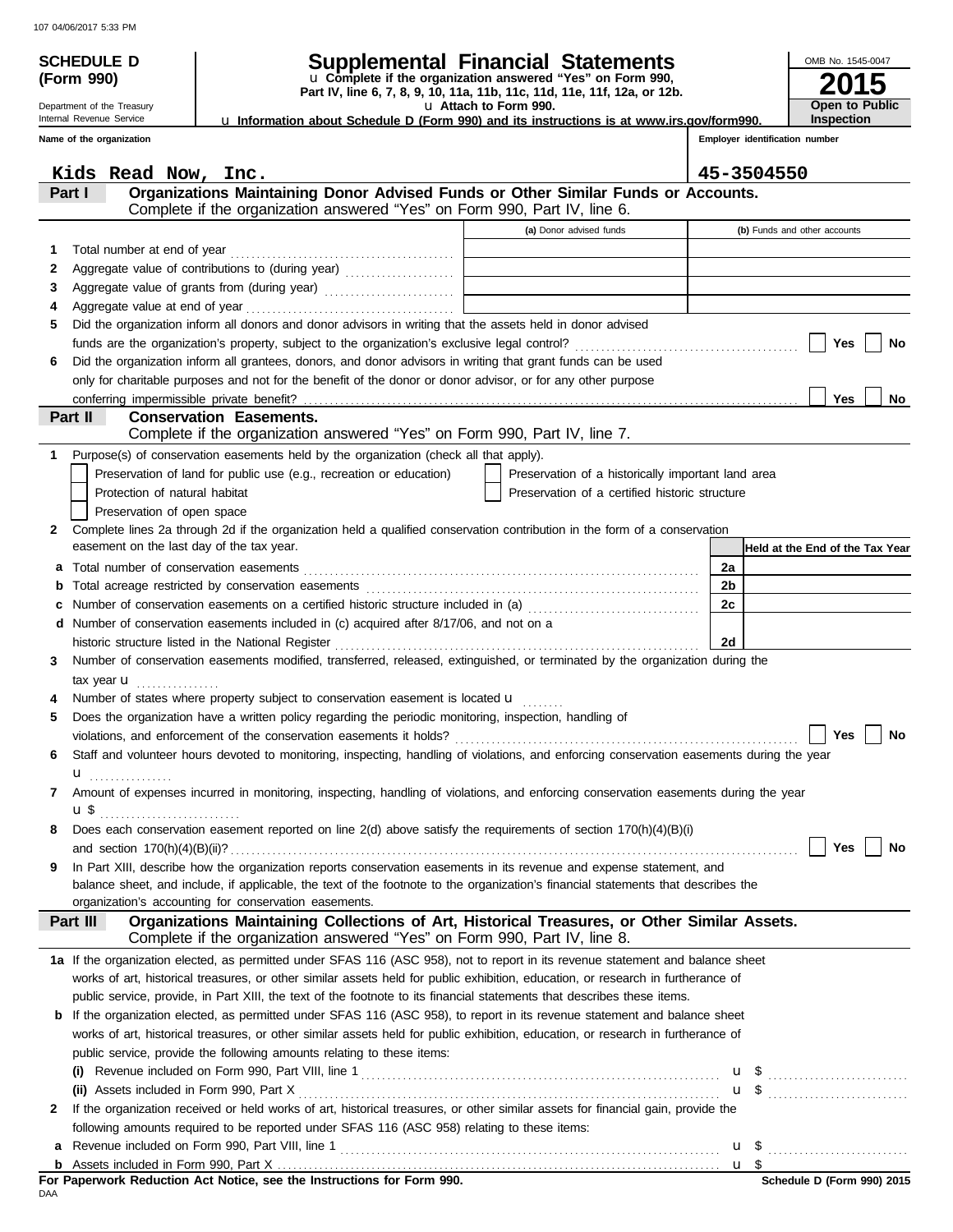**SCHEDULE D (Form 990)**

Department of the Treasury
Internal Revenue Service

# Supplemental Financial Statements

u Complete if the organization answered "Yes" on Form 990, Part IV, line 6, 7, 8, 9, 10, 11a, 11b, 11c, 11d, 11e, 11f, 12a, or 12b.

u Attach to Form 990.

u Information about Schedule D (Form 990) and its instructions is at www.irs.gov/form990.

OMB No. 1545-0047

**2015**

**Open to Public Inspection**

Name of the organization: Kids Read Now, Inc.

Employer identification number: 45-3504550

## Part I — Organizations Maintaining Donor Advised Funds or Other Similar Funds or Accounts.

Complete if the organization answered "Yes" on Form 990, Part IV, line 6.

| | | (a) Donor advised funds | (b) Funds and other accounts |
|---|---|---|---|
| 1 | Total number at end of year | | |
| 2 | Aggregate value of contributions to (during year) | | |
| 3 | Aggregate value of grants from (during year) | | |
| 4 | Aggregate value at end of year | | |

5 Did the organization inform all donors and donor advisors in writing that the assets held in donor advised funds are the organization's property, subject to the organization's exclusive legal control? ☐ Yes ☐ No

6 Did the organization inform all grantees, donors, and donor advisors in writing that grant funds can be used only for charitable purposes and not for the benefit of the donor or donor advisor, or for any other purpose conferring impermissible private benefit? ☐ Yes ☐ No

## Part II — Conservation Easements.

Complete if the organization answered "Yes" on Form 990, Part IV, line 7.

1 Purpose(s) of conservation easements held by the organization (check all that apply).

- ☐ Preservation of land for public use (e.g., recreation or education)
- ☐ Preservation of a historically important land area
- ☐ Protection of natural habitat
- ☐ Preservation of a certified historic structure
- ☐ Preservation of open space

2 Complete lines 2a through 2d if the organization held a qualified conservation contribution in the form of a conservation easement on the last day of the tax year.

| | | | Held at the End of the Tax Year |
|---|---|---|---|
| a | Total number of conservation easements | 2a | |
| b | Total acreage restricted by conservation easements | 2b | |
| c | Number of conservation easements on a certified historic structure included in (a) | 2c | |
| d | Number of conservation easements included in (c) acquired after 8/17/06, and not on a historic structure listed in the National Register | 2d | |

3 Number of conservation easements modified, transferred, released, extinguished, or terminated by the organization during the tax year u

4 Number of states where property subject to conservation easement is located u

5 Does the organization have a written policy regarding the periodic monitoring, inspection, handling of violations, and enforcement of the conservation easements it holds? ☐ Yes ☐ No

6 Staff and volunteer hours devoted to monitoring, inspecting, handling of violations, and enforcing conservation easements during the year u

7 Amount of expenses incurred in monitoring, inspecting, handling of violations, and enforcing conservation easements during the year u $

8 Does each conservation easement reported on line 2(d) above satisfy the requirements of section 170(h)(4)(B)(i) and section 170(h)(4)(B)(ii)? ☐ Yes ☐ No

9 In Part XIII, describe how the organization reports conservation easements in its revenue and expense statement, and balance sheet, and include, if applicable, the text of the footnote to the organization's financial statements that describes the organization's accounting for conservation easements.

## Part III — Organizations Maintaining Collections of Art, Historical Treasures, or Other Similar Assets.

Complete if the organization answered "Yes" on Form 990, Part IV, line 8.

1a If the organization elected, as permitted under SFAS 116 (ASC 958), not to report in its revenue statement and balance sheet works of art, historical treasures, or other similar assets held for public exhibition, education, or research in furtherance of public service, provide, in Part XIII, the text of the footnote to its financial statements that describes these items.

b If the organization elected, as permitted under SFAS 116 (ASC 958), to report in its revenue statement and balance sheet works of art, historical treasures, or other similar assets held for public exhibition, education, or research in furtherance of public service, provide the following amounts relating to these items:

(i) Revenue included on Form 990, Part VIII, line 1 u $

(ii) Assets included in Form 990, Part X u $

2 If the organization received or held works of art, historical treasures, or other similar assets for financial gain, provide the following amounts required to be reported under SFAS 116 (ASC 958) relating to these items:

a Revenue included on Form 990, Part VIII, line 1 u $

b Assets included in Form 990, Part X u $

**For Paperwork Reduction Act Notice, see the Instructions for Form 990.**

DAA

**Schedule D (Form 990) 2015**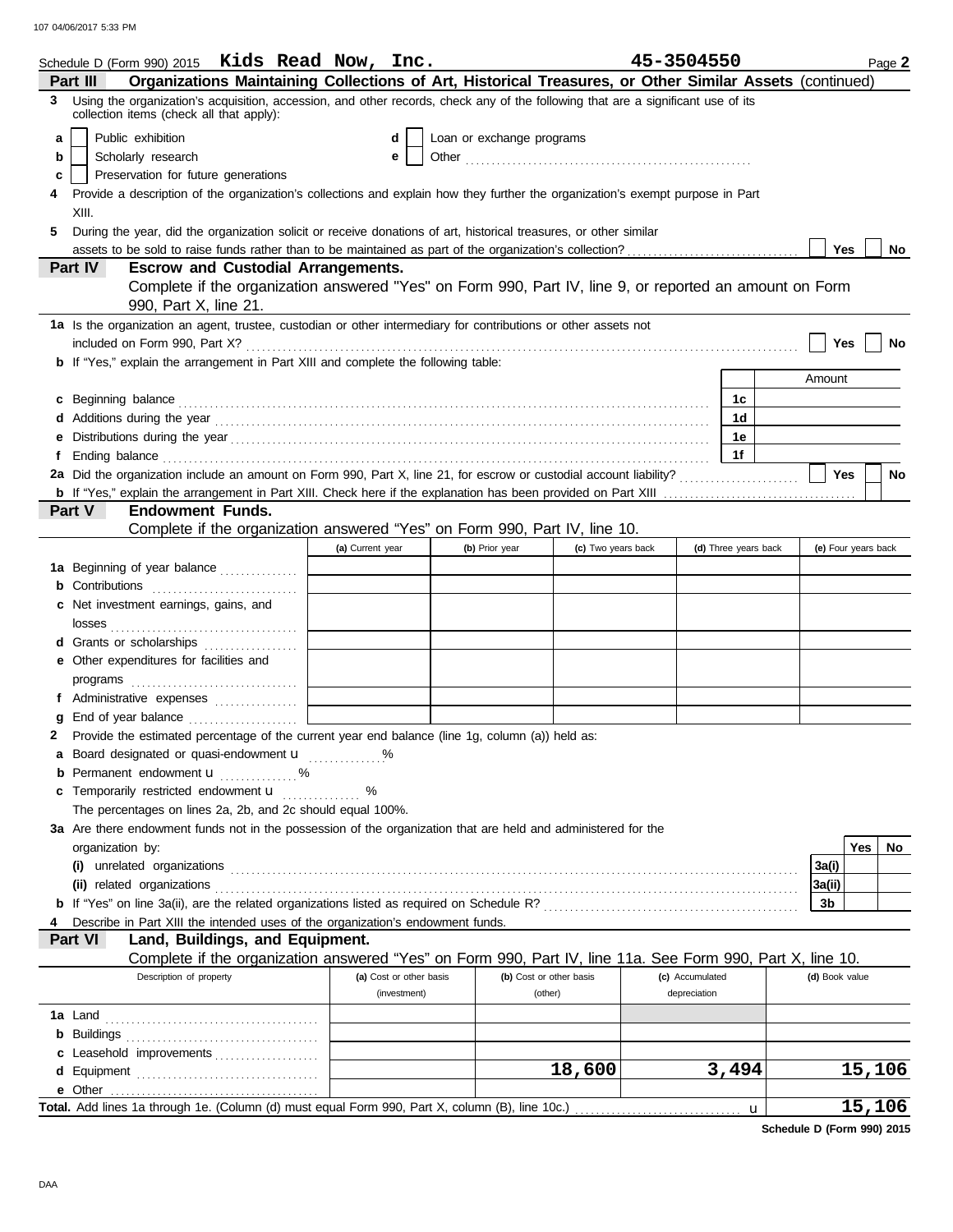Schedule D (Form 990) 2015 **Kids Read Now, Inc.** **45-3504550** Page **2**

**Part III** **Organizations Maintaining Collections of Art, Historical Treasures, or Other Similar Assets** (continued)

**3** Using the organization's acquisition, accession, and other records, check any of the following that are a significant use of its collection items (check all that apply):

- **a** ☐ Public exhibition
- **b** ☐ Scholarly research
- **c** ☐ Preservation for future generations
- **d** ☐ Loan or exchange programs
- **e** ☐ Other ..........

**4** Provide a description of the organization's collections and explain how they further the organization's exempt purpose in Part XIII.

**5** During the year, did the organization solicit or receive donations of art, historical treasures, or other similar assets to be sold to raise funds rather than to be maintained as part of the organization's collection? ☐ Yes ☐ No

**Part IV** **Escrow and Custodial Arrangements.**
Complete if the organization answered "Yes" on Form 990, Part IV, line 9, or reported an amount on Form 990, Part X, line 21.

**1a** Is the organization an agent, trustee, custodian or other intermediary for contributions or other assets not included on Form 990, Part X? ☐ Yes ☐ No

**b** If "Yes," explain the arrangement in Part XIII and complete the following table:

| | | Amount |
|---|---|---|
| **c** Beginning balance | 1c | |
| **d** Additions during the year | 1d | |
| **e** Distributions during the year | 1e | |
| **f** Ending balance | 1f | |

**2a** Did the organization include an amount on Form 990, Part X, line 21, for escrow or custodial account liability? ☐ Yes ☐ No

**b** If "Yes," explain the arrangement in Part XIII. Check here if the explanation has been provided on Part XIII ☐

**Part V** **Endowment Funds.**
Complete if the organization answered "Yes" on Form 990, Part IV, line 10.

| | (a) Current year | (b) Prior year | (c) Two years back | (d) Three years back | (e) Four years back |
|---|---|---|---|---|---|
| **1a** Beginning of year balance | | | | | |
| **b** Contributions | | | | | |
| **c** Net investment earnings, gains, and losses | | | | | |
| **d** Grants or scholarships | | | | | |
| **e** Other expenditures for facilities and programs | | | | | |
| **f** Administrative expenses | | | | | |
| **g** End of year balance | | | | | |

**2** Provide the estimated percentage of the current year end balance (line 1g, column (a)) held as:

- **a** Board designated or quasi-endowment u ..........%
- **b** Permanent endowment u ..........%
- **c** Temporarily restricted endowment u .......... %

The percentages on lines 2a, 2b, and 2c should equal 100%.

**3a** Are there endowment funds not in the possession of the organization that are held and administered for the organization by:

| | | Yes | No |
|---|---|---|---|
| **(i)** unrelated organizations | 3a(i) | | |
| **(ii)** related organizations | 3a(ii) | | |
| **b** If "Yes" on line 3a(ii), are the related organizations listed as required on Schedule R? | 3b | | |

**4** Describe in Part XIII the intended uses of the organization's endowment funds.

**Part VI** **Land, Buildings, and Equipment.**
Complete if the organization answered "Yes" on Form 990, Part IV, line 11a. See Form 990, Part X, line 10.

| Description of property | (a) Cost or other basis (investment) | (b) Cost or other basis (other) | (c) Accumulated depreciation | (d) Book value |
|---|---|---|---|---|
| **1a** Land | | | | |
| **b** Buildings | | | | |
| **c** Leasehold improvements | | | | |
| **d** Equipment | | 18,600 | 3,494 | 15,106 |
| **e** Other | | | | |
| **Total.** Add lines 1a through 1e. (Column (d) must equal Form 990, Part X, column (B), line 10c.) u | | | | 15,106 |

**Schedule D (Form 990) 2015**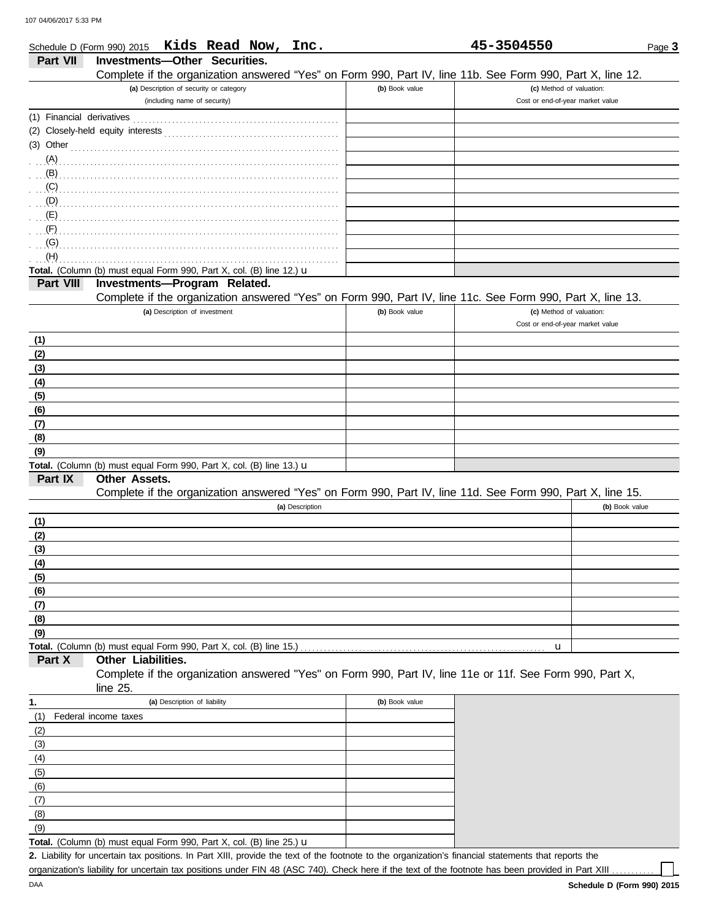Schedule D (Form 990) 2015 **Kids Read Now, Inc.** **45-3504550**

## Part VII Investments—Other Securities.

Complete if the organization answered "Yes" on Form 990, Part IV, line 11b. See Form 990, Part X, line 12.

| (a) Description of security or category (including name of security) | (b) Book value | (c) Method of valuation: Cost or end-of-year market value |
|---|---|---|
| (1) Financial derivatives | | |
| (2) Closely-held equity interests | | |
| (3) Other | | |
| (A) | | |
| (B) | | |
| (C) | | |
| (D) | | |
| (E) | | |
| (F) | | |
| (G) | | |
| (H) | | |
| **Total.** (Column (b) must equal Form 990, Part X, col. (B) line 12.) u | | |

## Part VIII Investments—Program Related.

Complete if the organization answered "Yes" on Form 990, Part IV, line 11c. See Form 990, Part X, line 13.

| (a) Description of investment | (b) Book value | (c) Method of valuation: Cost or end-of-year market value |
|---|---|---|
| (1) | | |
| (2) | | |
| (3) | | |
| (4) | | |
| (5) | | |
| (6) | | |
| (7) | | |
| (8) | | |
| (9) | | |
| **Total.** (Column (b) must equal Form 990, Part X, col. (B) line 13.) u | | |

## Part IX Other Assets.

Complete if the organization answered "Yes" on Form 990, Part IV, line 11d. See Form 990, Part X, line 15.

| (a) Description | (b) Book value |
|---|---|
| (1) | |
| (2) | |
| (3) | |
| (4) | |
| (5) | |
| (6) | |
| (7) | |
| (8) | |
| (9) | |
| **Total.** (Column (b) must equal Form 990, Part X, col. (B) line 15.) u | |

## Part X Other Liabilities.

Complete if the organization answered "Yes" on Form 990, Part IV, line 11e or 11f. See Form 990, Part X, line 25.

| 1. (a) Description of liability | (b) Book value |
|---|---|
| (1) Federal income taxes | |
| (2) | |
| (3) | |
| (4) | |
| (5) | |
| (6) | |
| (7) | |
| (8) | |
| (9) | |
| **Total.** (Column (b) must equal Form 990, Part X, col. (B) line 25.) u | |

**2.** Liability for uncertain tax positions. In Part XIII, provide the text of the footnote to the organization's financial statements that reports the organization's liability for uncertain tax positions under FIN 48 (ASC 740). Check here if the text of the footnote has been provided in Part XIII ☐

DAA **Schedule D (Form 990) 2015**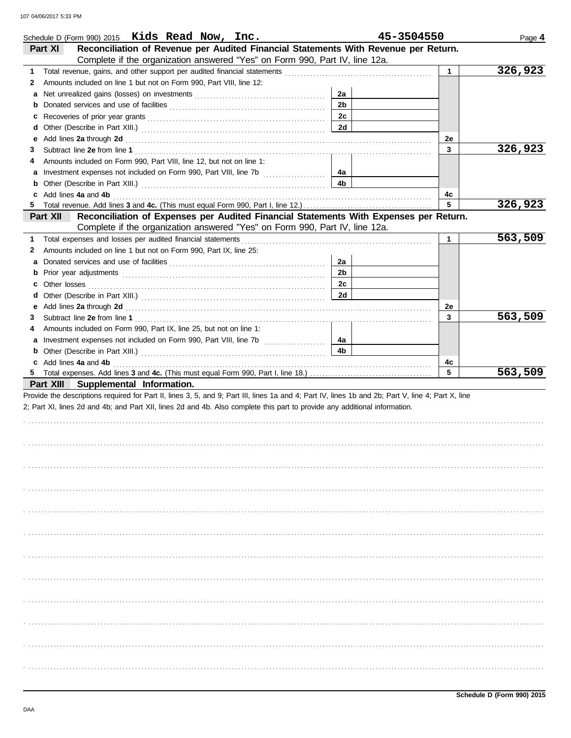Schedule D (Form 990) 2015 **Kids Read Now, Inc.** **45-3504550** Page **4**

## Part XI Reconciliation of Revenue per Audited Financial Statements With Revenue per Return.

Complete if the organization answered "Yes" on Form 990, Part IV, line 12a.

| | | | | | |
|---|---|---|---|---|---|
| **1** | Total revenue, gains, and other support per audited financial statements | | | 1 | **326,923** |
| **2** | Amounts included on line 1 but not on Form 990, Part VIII, line 12: | | | | |
| **a** | Net unrealized gains (losses) on investments | 2a | | | |
| **b** | Donated services and use of facilities | 2b | | | |
| **c** | Recoveries of prior year grants | 2c | | | |
| **d** | Other (Describe in Part XIII.) | 2d | | | |
| **e** | Add lines **2a** through **2d** | | | 2e | |
| **3** | Subtract line **2e** from line **1** | | | 3 | **326,923** |
| **4** | Amounts included on Form 990, Part VIII, line 12, but not on line 1: | | | | |
| **a** | Investment expenses not included on Form 990, Part VIII, line 7b | 4a | | | |
| **b** | Other (Describe in Part XIII.) | 4b | | | |
| **c** | Add lines **4a** and **4b** | | | 4c | |
| **5** | Total revenue. Add lines **3** and **4c.** (This must equal Form 990, Part I, line 12.) | | | 5 | **326,923** |

## Part XII Reconciliation of Expenses per Audited Financial Statements With Expenses per Return.

Complete if the organization answered "Yes" on Form 990, Part IV, line 12a.

| | | | | | |
|---|---|---|---|---|---|
| **1** | Total expenses and losses per audited financial statements | | | 1 | **563,509** |
| **2** | Amounts included on line 1 but not on Form 990, Part IX, line 25: | | | | |
| **a** | Donated services and use of facilities | 2a | | | |
| **b** | Prior year adjustments | 2b | | | |
| **c** | Other losses | 2c | | | |
| **d** | Other (Describe in Part XIII.) | 2d | | | |
| **e** | Add lines **2a** through **2d** | | | 2e | |
| **3** | Subtract line **2e** from line **1** | | | 3 | **563,509** |
| **4** | Amounts included on Form 990, Part IX, line 25, but not on line 1: | | | | |
| **a** | Investment expenses not included on Form 990, Part VIII, line 7b | 4a | | | |
| **b** | Other (Describe in Part XIII.) | 4b | | | |
| **c** | Add lines **4a** and **4b** | | | 4c | |
| **5** | Total expenses. Add lines **3** and **4c.** (This must equal Form 990, Part I, line 18.) | | | 5 | **563,509** |

## Part XIII Supplemental Information.

Provide the descriptions required for Part II, lines 3, 5, and 9; Part III, lines 1a and 4; Part IV, lines 1b and 2b; Part V, line 4; Part X, line 2; Part XI, lines 2d and 4b; and Part XII, lines 2d and 4b. Also complete this part to provide any additional information.

Schedule D (Form 990) 2015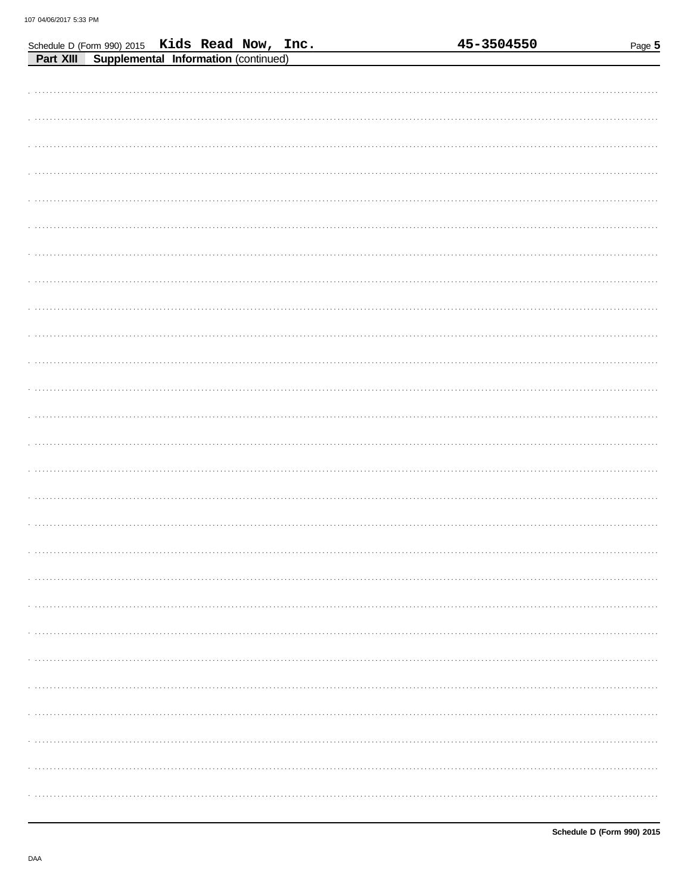Schedule D (Form 990) 2015 **Kids Read Now, Inc.** **45-3504550**

**Part XIII Supplemental Information** (continued)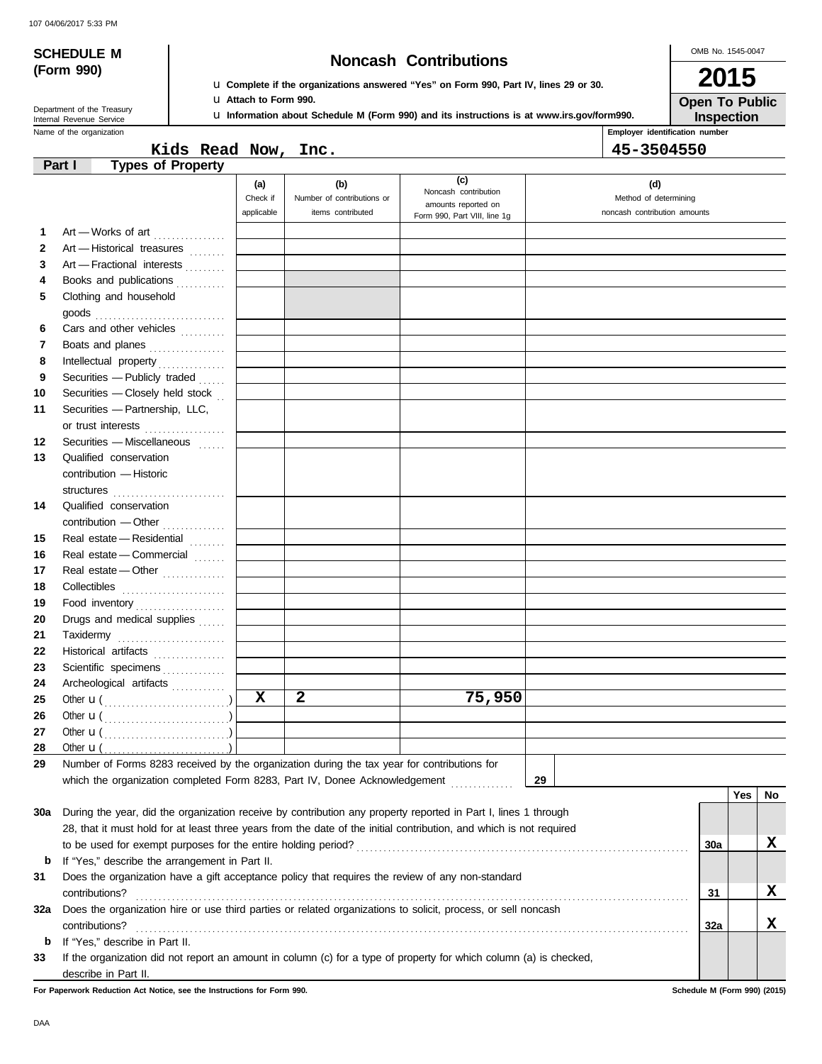# SCHEDULE M (Form 990)

## Noncash Contributions

u Complete if the organizations answered "Yes" on Form 990, Part IV, lines 29 or 30.
u Attach to Form 990.
u Information about Schedule M (Form 990) and its instructions is at www.irs.gov/form990.

Department of the Treasury
Internal Revenue Service

OMB No. 1545-0047

**2015**

**Open To Public Inspection**

Name of the organization: **Kids Read Now, Inc.**

Employer identification number: **45-3504550**

### Part I Types of Property

| | | (a) Check if applicable | (b) Number of contributions or items contributed | (c) Noncash contribution amounts reported on Form 990, Part VIII, line 1g | (d) Method of determining noncash contribution amounts |
|---|---|---|---|---|---|
| 1 | Art — Works of art | | | | |
| 2 | Art — Historical treasures | | | | |
| 3 | Art — Fractional interests | | | | |
| 4 | Books and publications | | | | |
| 5 | Clothing and household goods | | | | |
| 6 | Cars and other vehicles | | | | |
| 7 | Boats and planes | | | | |
| 8 | Intellectual property | | | | |
| 9 | Securities — Publicly traded | | | | |
| 10 | Securities — Closely held stock | | | | |
| 11 | Securities — Partnership, LLC, or trust interests | | | | |
| 12 | Securities — Miscellaneous | | | | |
| 13 | Qualified conservation contribution — Historic structures | | | | |
| 14 | Qualified conservation contribution — Other | | | | |
| 15 | Real estate — Residential | | | | |
| 16 | Real estate — Commercial | | | | |
| 17 | Real estate — Other | | | | |
| 18 | Collectibles | | | | |
| 19 | Food inventory | | | | |
| 20 | Drugs and medical supplies | | | | |
| 21 | Taxidermy | | | | |
| 22 | Historical artifacts | | | | |
| 23 | Scientific specimens | | | | |
| 24 | Archeological artifacts | | | | |
| 25 | Other u ( ) | X | 2 | 75,950 | |
| 26 | Other u ( ) | | | | |
| 27 | Other u ( ) | | | | |
| 28 | Other u ( ) | | | | |

29 Number of Forms 8283 received by the organization during the tax year for contributions for which the organization completed Form 8283, Part IV, Donee Acknowledgement ..... **29**

| | | | Yes | No |
|---|---|---|---|---|
| 30a | During the year, did the organization receive by contribution any property reported in Part I, lines 1 through 28, that it must hold for at least three years from the date of the initial contribution, and which is not required to be used for exempt purposes for the entire holding period? | 30a | | X |
| b | If "Yes," describe the arrangement in Part II. | | | |
| 31 | Does the organization have a gift acceptance policy that requires the review of any non-standard contributions? | 31 | | X |
| 32a | Does the organization hire or use third parties or related organizations to solicit, process, or sell noncash contributions? | 32a | | X |
| b | If "Yes," describe in Part II. | | | |
| 33 | If the organization did not report an amount in column (c) for a type of property for which column (a) is checked, describe in Part II. | | | |

For Paperwork Reduction Act Notice, see the Instructions for Form 990.

Schedule M (Form 990) (2015)

DAA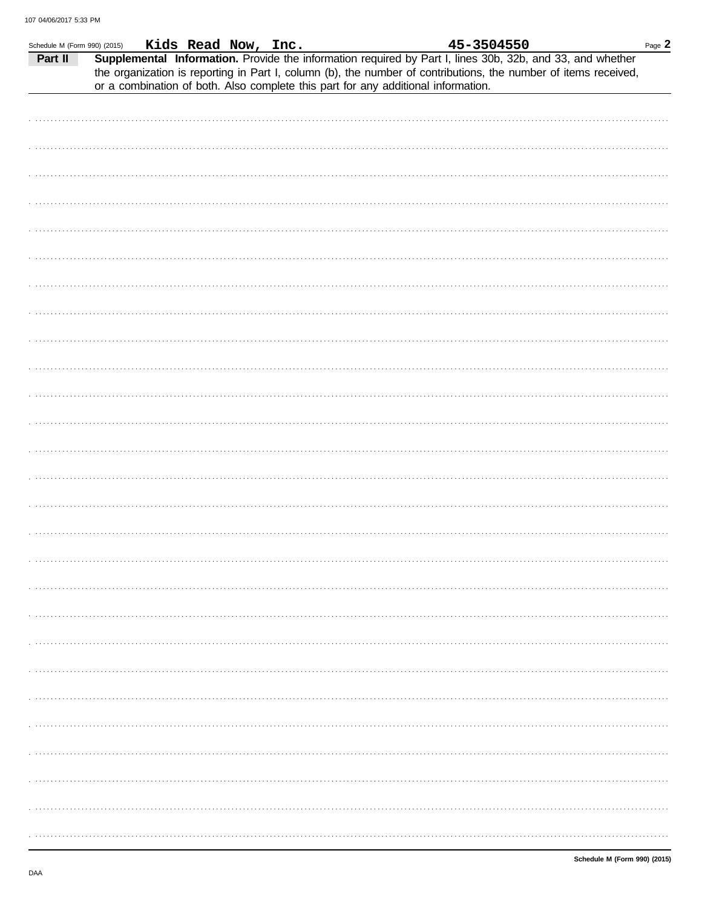Schedule M (Form 990) (2015) **Kids Read Now, Inc.** **45-3504550**

**Part II** **Supplemental Information.** Provide the information required by Part I, lines 30b, 32b, and 33, and whether the organization is reporting in Part I, column (b), the number of contributions, the number of items received, or a combination of both. Also complete this part for any additional information.

**Schedule M (Form 990) (2015)**

DAA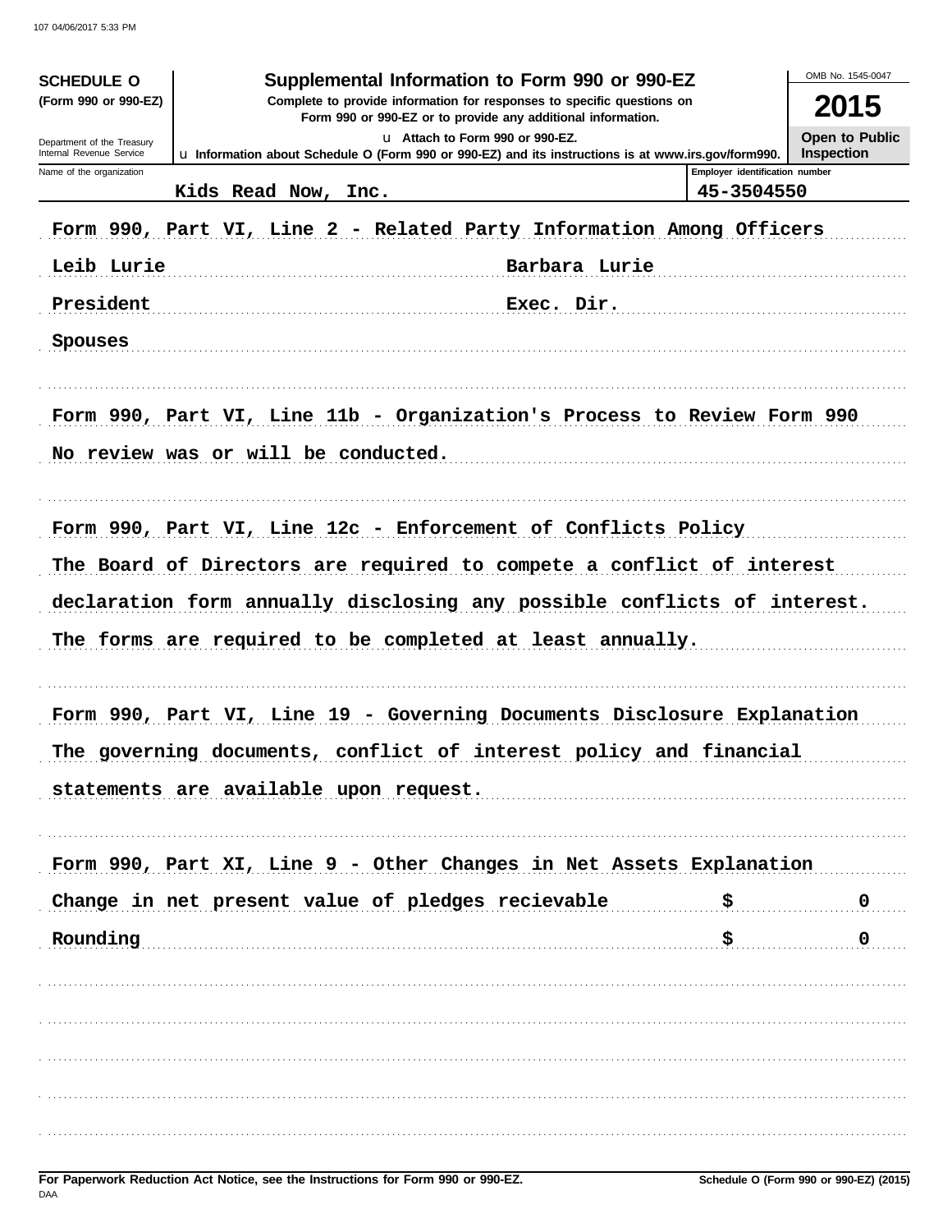**SCHEDULE O**
**(Form 990 or 990-EZ)**

Department of the Treasury
Internal Revenue Service

# Supplemental Information to Form 990 or 990-EZ

**Complete to provide information for responses to specific questions on Form 990 or 990-EZ or to provide any additional information.**

u **Attach to Form 990 or 990-EZ.**

u **Information about Schedule O (Form 990 or 990-EZ) and its instructions is at www.irs.gov/form990.**

OMB No. 1545-0047

**2015**

**Open to Public Inspection**

| Name of the organization | Employer identification number |
|---|---|
| Kids Read Now, Inc. | 45-3504550 |

Form 990, Part VI, Line 2 - Related Party Information Among Officers

| | |
|---|---|
| Leib Lurie | Barbara Lurie |
| President | Exec. Dir. |
| Spouses | |

Form 990, Part VI, Line 11b - Organization's Process to Review Form 990

No review was or will be conducted.

Form 990, Part VI, Line 12c - Enforcement of Conflicts Policy

The Board of Directors are required to compete a conflict of interest declaration form annually disclosing any possible conflicts of interest. The forms are required to be completed at least annually.

Form 990, Part VI, Line 19 - Governing Documents Disclosure Explanation

The governing documents, conflict of interest policy and financial statements are available upon request.

Form 990, Part XI, Line 9 - Other Changes in Net Assets Explanation

| | | |
|---|---|---|
| Change in net present value of pledges recievable | $ | 0 |
| Rounding | $ | 0 |

**For Paperwork Reduction Act Notice, see the Instructions for Form 990 or 990-EZ.**

DAA

**Schedule O (Form 990 or 990-EZ) (2015)**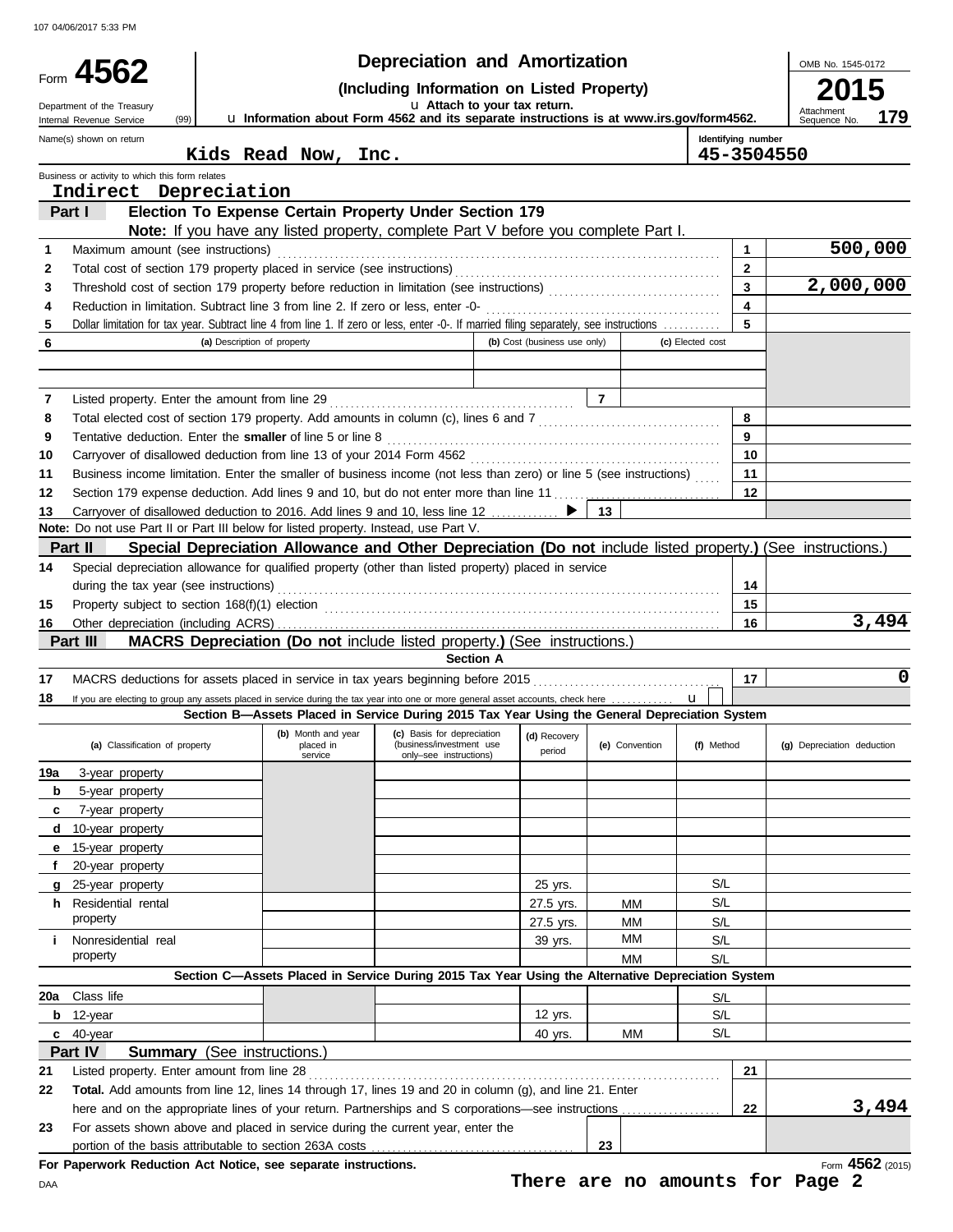107 04/06/2017 5:33 PM

# Form 4562 — Depreciation and Amortization

**(Including Information on Listed Property)**

Department of the Treasury (99) Internal Revenue Service

u Attach to your tax return.

u Information about Form 4562 and its separate instructions is at www.irs.gov/form4562.

OMB No. 1545-0172

**2015**

Attachment Sequence No. **179**

Name(s) shown on return: **Kids Read Now, Inc.**

Identifying number: **45-3504550**

Business or activity to which this form relates: **Indirect Depreciation**

## Part I — Election To Expense Certain Property Under Section 179

**Note:** If you have any listed property, complete Part V before you complete Part I.

| Line | Description | Box | Amount |
|---|---|---|---|
| 1 | Maximum amount (see instructions) | 1 | 500,000 |
| 2 | Total cost of section 179 property placed in service (see instructions) | 2 | |
| 3 | Threshold cost of section 179 property before reduction in limitation (see instructions) | 3 | 2,000,000 |
| 4 | Reduction in limitation. Subtract line 3 from line 2. If zero or less, enter -0- | 4 | |
| 5 | Dollar limitation for tax year. Subtract line 4 from line 1. If zero or less, enter -0-. If married filing separately, see instructions | 5 | |

| 6 (a) Description of property | (b) Cost (business use only) | (c) Elected cost |
|---|---|---|
| | | |
| | | |

| Line | Description | Box | Amount |
|---|---|---|---|
| 7 | Listed property. Enter the amount from line 29 | 7 | |
| 8 | Total elected cost of section 179 property. Add amounts in column (c), lines 6 and 7 | 8 | |
| 9 | Tentative deduction. Enter the **smaller** of line 5 or line 8 | 9 | |
| 10 | Carryover of disallowed deduction from line 13 of your 2014 Form 4562 | 10 | |
| 11 | Business income limitation. Enter the smaller of business income (not less than zero) or line 5 (see instructions) | 11 | |
| 12 | Section 179 expense deduction. Add lines 9 and 10, but do not enter more than line 11 | 12 | |
| 13 | Carryover of disallowed deduction to 2016. Add lines 9 and 10, less line 12 ▶ | 13 | |

**Note:** Do not use Part II or Part III below for listed property. Instead, use Part V.

## Part II — Special Depreciation Allowance and Other Depreciation (Do not include listed property.) (See instructions.)

| Line | Description | Box | Amount |
|---|---|---|---|
| 14 | Special depreciation allowance for qualified property (other than listed property) placed in service during the tax year (see instructions) | 14 | |
| 15 | Property subject to section 168(f)(1) election | 15 | |
| 16 | Other depreciation (including ACRS) | 16 | 3,494 |

## Part III — MACRS Depreciation (Do not include listed property.) (See instructions.)

### Section A

| Line | Description | Box | Amount |
|---|---|---|---|
| 17 | MACRS deductions for assets placed in service in tax years beginning before 2015 | 17 | 0 |
| 18 | If you are electing to group any assets placed in service during the tax year into one or more general asset accounts, check here u | | |

### Section B—Assets Placed in Service During 2015 Tax Year Using the General Depreciation System

| (a) Classification of property | (b) Month and year placed in service | (c) Basis for depreciation (business/investment use only–see instructions) | (d) Recovery period | (e) Convention | (f) Method | (g) Depreciation deduction |
|---|---|---|---|---|---|---|
| 19a 3-year property | | | | | | |
| b 5-year property | | | | | | |
| c 7-year property | | | | | | |
| d 10-year property | | | | | | |
| e 15-year property | | | | | | |
| f 20-year property | | | | | | |
| g 25-year property | | | 25 yrs. | | S/L | |
| h Residential rental property | | | 27.5 yrs. | MM | S/L | |
| | | | 27.5 yrs. | MM | S/L | |
| i Nonresidential real property | | | 39 yrs. | MM | S/L | |
| | | | | MM | S/L | |

### Section C—Assets Placed in Service During 2015 Tax Year Using the Alternative Depreciation System

| (a) Classification of property | (b) Month and year placed in service | (c) Basis for depreciation | (d) Recovery period | (e) Convention | (f) Method | (g) Depreciation deduction |
|---|---|---|---|---|---|---|
| 20a Class life | | | | | S/L | |
| b 12-year | | | 12 yrs. | | S/L | |
| c 40-year | | | 40 yrs. | MM | S/L | |

## Part IV — Summary (See instructions.)

| Line | Description | Box | Amount |
|---|---|---|---|
| 21 | Listed property. Enter amount from line 28 | 21 | |
| 22 | **Total.** Add amounts from line 12, lines 14 through 17, lines 19 and 20 in column (g), and line 21. Enter here and on the appropriate lines of your return. Partnerships and S corporations—see instructions | 22 | 3,494 |
| 23 | For assets shown above and placed in service during the current year, enter the portion of the basis attributable to section 263A costs | 23 | |

**For Paperwork Reduction Act Notice, see separate instructions.**

DAA

Form **4562** (2015)

**There are no amounts for Page 2**